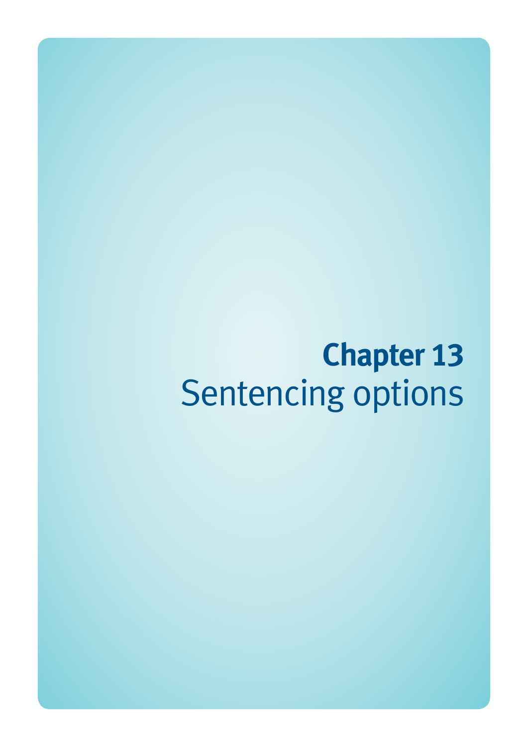# Chapter 13
Sentencing options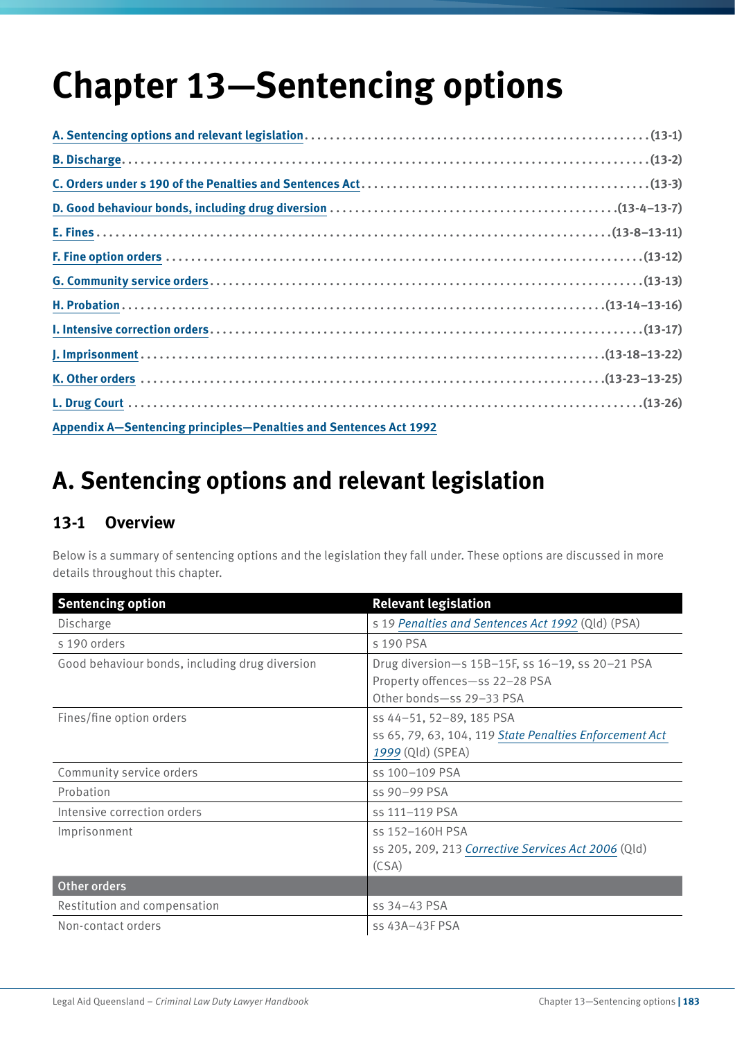# Chapter 13—Sentencing options

A. Sentencing options and relevant legislation ........................................ (13-1)

B. Discharge ........................................ (13-2)

C. Orders under s 190 of the Penalties and Sentences Act ........................................ (13-3)

D. Good behaviour bonds, including drug diversion ........................................ (13-4–13-7)

E. Fines ........................................ (13-8–13-11)

F. Fine option orders ........................................ (13-12)

G. Community service orders ........................................ (13-13)

H. Probation ........................................ (13-14–13-16)

I. Intensive correction orders ........................................ (13-17)

J. Imprisonment ........................................ (13-18–13-22)

K. Other orders ........................................ (13-23–13-25)

L. Drug Court ........................................ (13-26)

Appendix A—Sentencing principles—Penalties and Sentences Act 1992

## A. Sentencing options and relevant legislation

### 13-1 Overview

Below is a summary of sentencing options and the legislation they fall under. These options are discussed in more details throughout this chapter.

| Sentencing option | Relevant legislation |
|---|---|
| Discharge | s 19 *Penalties and Sentences Act 1992* (Qld) (PSA) |
| s 190 orders | s 190 PSA |
| Good behaviour bonds, including drug diversion | Drug diversion—s 15B–15F, ss 16–19, ss 20–21 PSA<br>Property offences—ss 22–28 PSA<br>Other bonds—ss 29–33 PSA |
| Fines/fine option orders | ss 44–51, 52–89, 185 PSA<br>ss 65, 79, 63, 104, 119 *State Penalties Enforcement Act 1999* (Qld) (SPEA) |
| Community service orders | ss 100–109 PSA |
| Probation | ss 90–99 PSA |
| Intensive correction orders | ss 111–119 PSA |
| Imprisonment | ss 152–160H PSA<br>ss 205, 209, 213 *Corrective Services Act 2006* (Qld) (CSA) |
| **Other orders** | |
| Restitution and compensation | ss 34–43 PSA |
| Non-contact orders | ss 43A–43F PSA |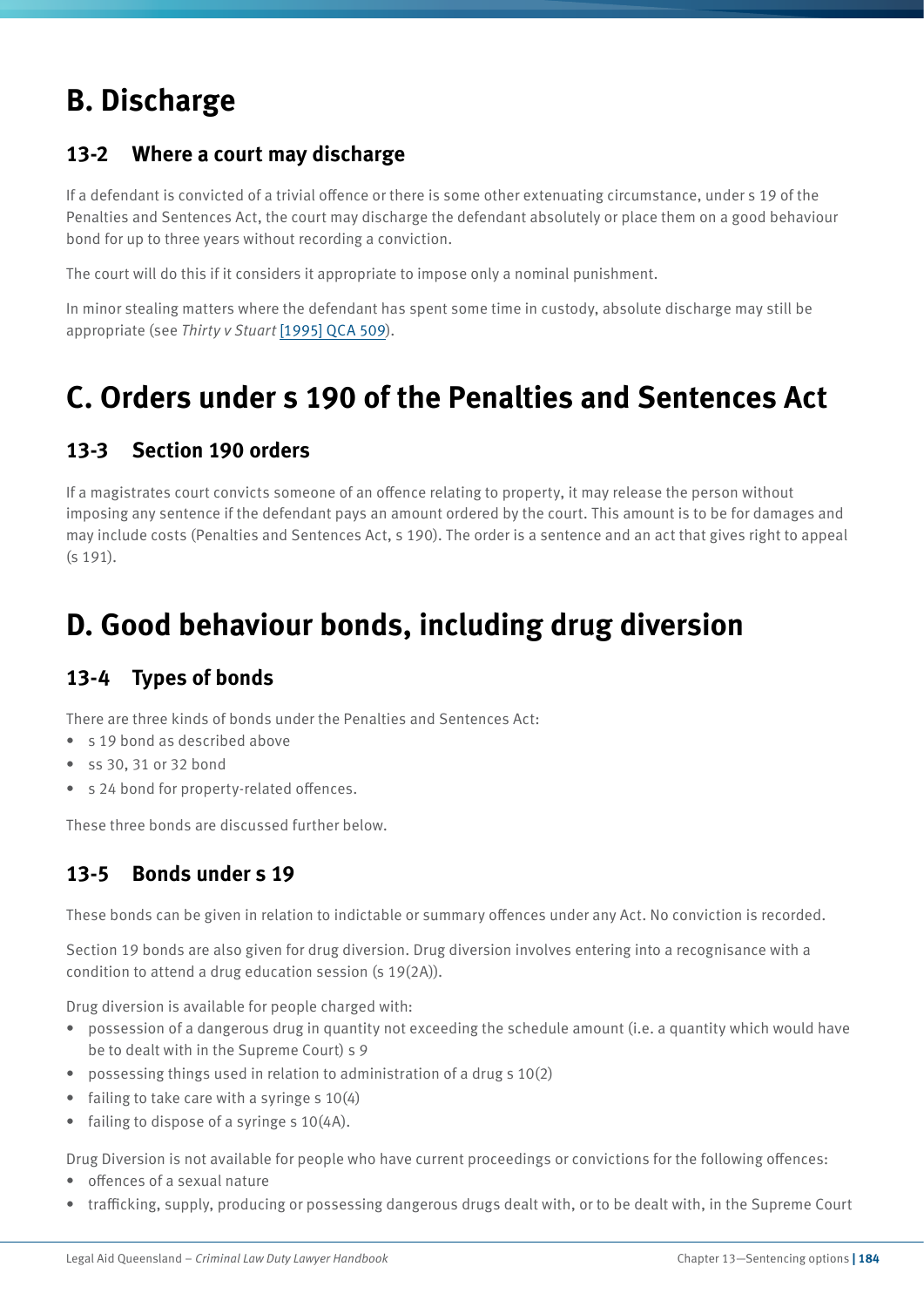# B. Discharge

## 13-2 Where a court may discharge

If a defendant is convicted of a trivial offence or there is some other extenuating circumstance, under s 19 of the Penalties and Sentences Act, the court may discharge the defendant absolutely or place them on a good behaviour bond for up to three years without recording a conviction.

The court will do this if it considers it appropriate to impose only a nominal punishment.

In minor stealing matters where the defendant has spent some time in custody, absolute discharge may still be appropriate (see *Thirty v Stuart* [1995] QCA 509).

# C. Orders under s 190 of the Penalties and Sentences Act

## 13-3 Section 190 orders

If a magistrates court convicts someone of an offence relating to property, it may release the person without imposing any sentence if the defendant pays an amount ordered by the court. This amount is to be for damages and may include costs (Penalties and Sentences Act, s 190). The order is a sentence and an act that gives right to appeal (s 191).

# D. Good behaviour bonds, including drug diversion

## 13-4 Types of bonds

There are three kinds of bonds under the Penalties and Sentences Act:

- s 19 bond as described above
- ss 30, 31 or 32 bond
- s 24 bond for property-related offences.

These three bonds are discussed further below.

## 13-5 Bonds under s 19

These bonds can be given in relation to indictable or summary offences under any Act. No conviction is recorded.

Section 19 bonds are also given for drug diversion. Drug diversion involves entering into a recognisance with a condition to attend a drug education session (s 19(2A)).

Drug diversion is available for people charged with:

- possession of a dangerous drug in quantity not exceeding the schedule amount (i.e. a quantity which would have be to dealt with in the Supreme Court) s 9
- possessing things used in relation to administration of a drug s 10(2)
- failing to take care with a syringe s 10(4)
- failing to dispose of a syringe s 10(4A).

Drug Diversion is not available for people who have current proceedings or convictions for the following offences:

- offences of a sexual nature
- trafficking, supply, producing or possessing dangerous drugs dealt with, or to be dealt with, in the Supreme Court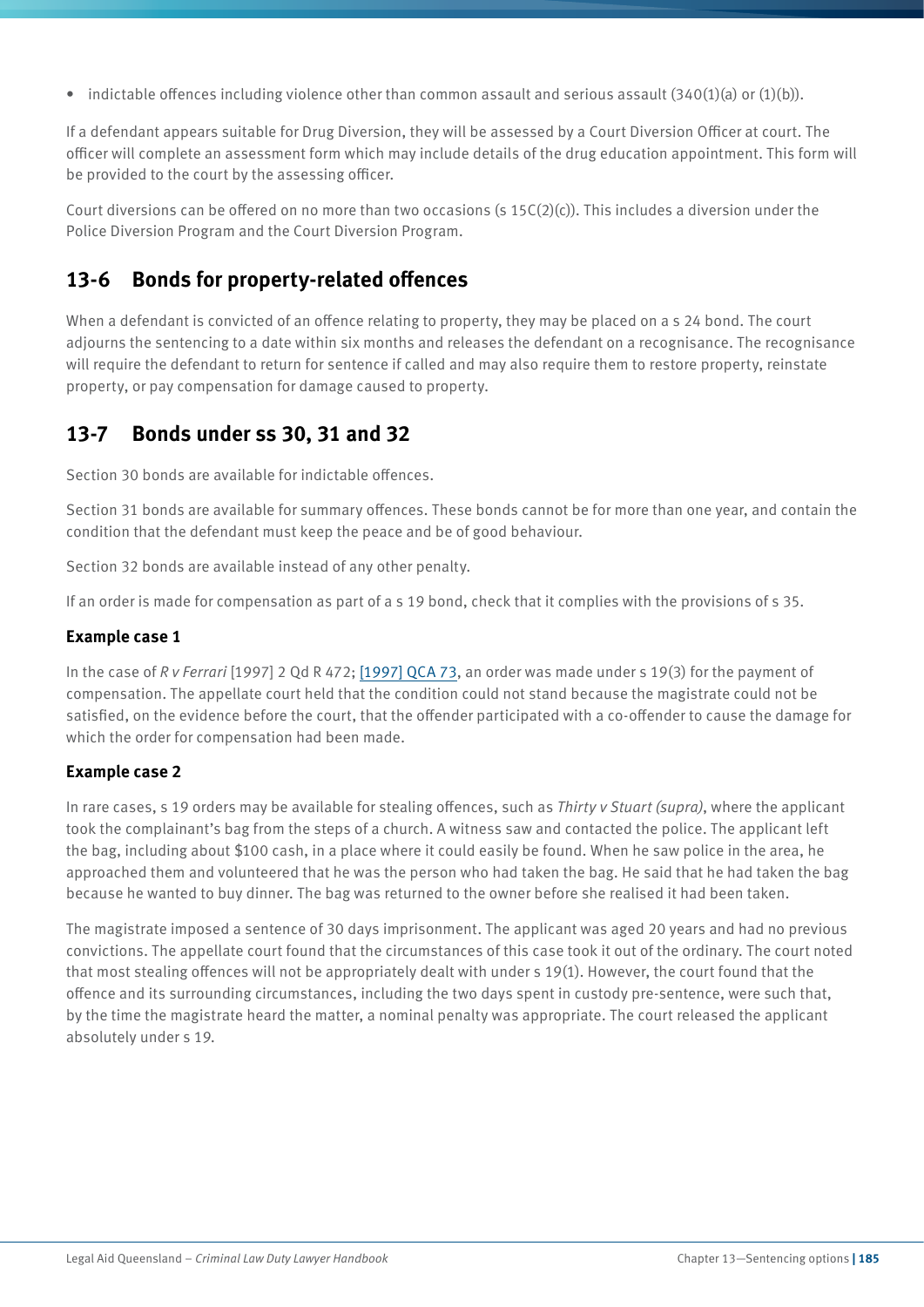- indictable offences including violence other than common assault and serious assault (340(1)(a) or (1)(b)).

If a defendant appears suitable for Drug Diversion, they will be assessed by a Court Diversion Officer at court. The officer will complete an assessment form which may include details of the drug education appointment. This form will be provided to the court by the assessing officer.

Court diversions can be offered on no more than two occasions (s 15C(2)(c)). This includes a diversion under the Police Diversion Program and the Court Diversion Program.

## 13-6 Bonds for property-related offences

When a defendant is convicted of an offence relating to property, they may be placed on a s 24 bond. The court adjourns the sentencing to a date within six months and releases the defendant on a recognisance. The recognisance will require the defendant to return for sentence if called and may also require them to restore property, reinstate property, or pay compensation for damage caused to property.

## 13-7 Bonds under ss 30, 31 and 32

Section 30 bonds are available for indictable offences.

Section 31 bonds are available for summary offences. These bonds cannot be for more than one year, and contain the condition that the defendant must keep the peace and be of good behaviour.

Section 32 bonds are available instead of any other penalty.

If an order is made for compensation as part of a s 19 bond, check that it complies with the provisions of s 35.

### Example case 1

In the case of *R v Ferrari* [1997] 2 Qd R 472; [1997] QCA 73, an order was made under s 19(3) for the payment of compensation. The appellate court held that the condition could not stand because the magistrate could not be satisfied, on the evidence before the court, that the offender participated with a co-offender to cause the damage for which the order for compensation had been made.

### Example case 2

In rare cases, s 19 orders may be available for stealing offences, such as *Thirty v Stuart (supra)*, where the applicant took the complainant's bag from the steps of a church. A witness saw and contacted the police. The applicant left the bag, including about $100 cash, in a place where it could easily be found. When he saw police in the area, he approached them and volunteered that he was the person who had taken the bag. He said that he had taken the bag because he wanted to buy dinner. The bag was returned to the owner before she realised it had been taken.

The magistrate imposed a sentence of 30 days imprisonment. The applicant was aged 20 years and had no previous convictions. The appellate court found that the circumstances of this case took it out of the ordinary. The court noted that most stealing offences will not be appropriately dealt with under s 19(1). However, the court found that the offence and its surrounding circumstances, including the two days spent in custody pre-sentence, were such that, by the time the magistrate heard the matter, a nominal penalty was appropriate. The court released the applicant absolutely under s 19.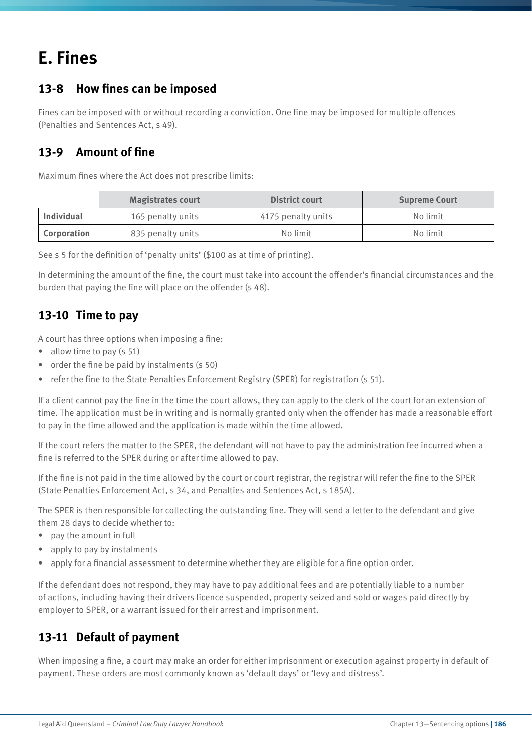# E. Fines

## 13-8 How fines can be imposed

Fines can be imposed with or without recording a conviction. One fine may be imposed for multiple offences (Penalties and Sentences Act, s 49).

## 13-9 Amount of fine

Maximum fines where the Act does not prescribe limits:

| | Magistrates court | District court | Supreme Court |
|---|---|---|---|
| **Individual** | 165 penalty units | 4175 penalty units | No limit |
| **Corporation** | 835 penalty units | No limit | No limit |

See s 5 for the definition of 'penalty units' ($100 as at time of printing).

In determining the amount of the fine, the court must take into account the offender's financial circumstances and the burden that paying the fine will place on the offender (s 48).

## 13-10 Time to pay

A court has three options when imposing a fine:

- allow time to pay (s 51)
- order the fine be paid by instalments (s 50)
- refer the fine to the State Penalties Enforcement Registry (SPER) for registration (s 51).

If a client cannot pay the fine in the time the court allows, they can apply to the clerk of the court for an extension of time. The application must be in writing and is normally granted only when the offender has made a reasonable effort to pay in the time allowed and the application is made within the time allowed.

If the court refers the matter to the SPER, the defendant will not have to pay the administration fee incurred when a fine is referred to the SPER during or after time allowed to pay.

If the fine is not paid in the time allowed by the court or court registrar, the registrar will refer the fine to the SPER (State Penalties Enforcement Act, s 34, and Penalties and Sentences Act, s 185A).

The SPER is then responsible for collecting the outstanding fine. They will send a letter to the defendant and give them 28 days to decide whether to:

- pay the amount in full
- apply to pay by instalments
- apply for a financial assessment to determine whether they are eligible for a fine option order.

If the defendant does not respond, they may have to pay additional fees and are potentially liable to a number of actions, including having their drivers licence suspended, property seized and sold or wages paid directly by employer to SPER, or a warrant issued for their arrest and imprisonment.

## 13-11 Default of payment

When imposing a fine, a court may make an order for either imprisonment or execution against property in default of payment. These orders are most commonly known as 'default days' or 'levy and distress'.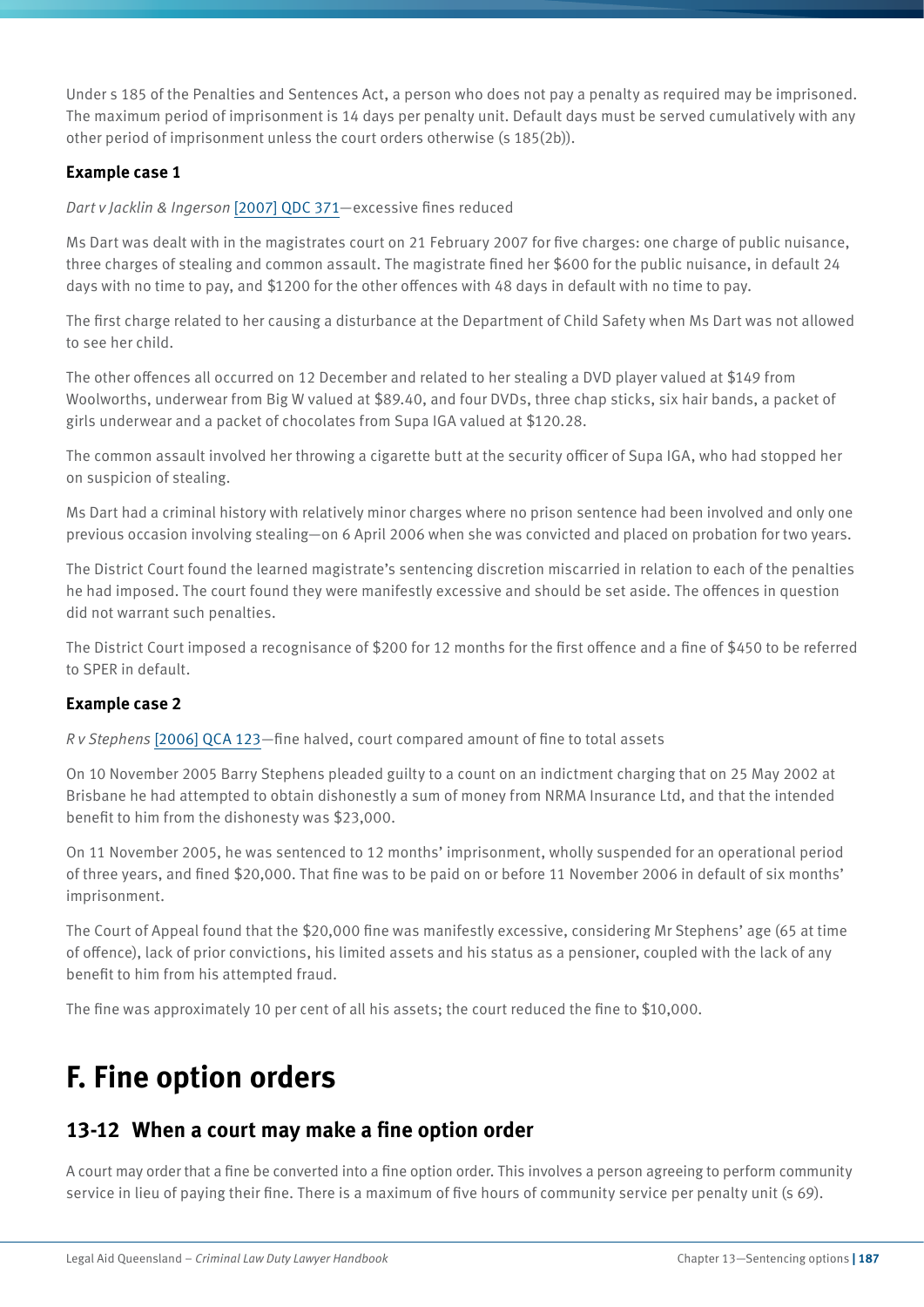Under s 185 of the Penalties and Sentences Act, a person who does not pay a penalty as required may be imprisoned. The maximum period of imprisonment is 14 days per penalty unit. Default days must be served cumulatively with any other period of imprisonment unless the court orders otherwise (s 185(2b)).

### Example case 1

*Dart v Jacklin & Ingerson* [2007] QDC 371—excessive fines reduced

Ms Dart was dealt with in the magistrates court on 21 February 2007 for five charges: one charge of public nuisance, three charges of stealing and common assault. The magistrate fined her $600 for the public nuisance, in default 24 days with no time to pay, and $1200 for the other offences with 48 days in default with no time to pay.

The first charge related to her causing a disturbance at the Department of Child Safety when Ms Dart was not allowed to see her child.

The other offences all occurred on 12 December and related to her stealing a DVD player valued at $149 from Woolworths, underwear from Big W valued at $89.40, and four DVDs, three chap sticks, six hair bands, a packet of girls underwear and a packet of chocolates from Supa IGA valued at $120.28.

The common assault involved her throwing a cigarette butt at the security officer of Supa IGA, who had stopped her on suspicion of stealing.

Ms Dart had a criminal history with relatively minor charges where no prison sentence had been involved and only one previous occasion involving stealing—on 6 April 2006 when she was convicted and placed on probation for two years.

The District Court found the learned magistrate's sentencing discretion miscarried in relation to each of the penalties he had imposed. The court found they were manifestly excessive and should be set aside. The offences in question did not warrant such penalties.

The District Court imposed a recognisance of $200 for 12 months for the first offence and a fine of $450 to be referred to SPER in default.

### Example case 2

*R v Stephens* [2006] QCA 123—fine halved, court compared amount of fine to total assets

On 10 November 2005 Barry Stephens pleaded guilty to a count on an indictment charging that on 25 May 2002 at Brisbane he had attempted to obtain dishonestly a sum of money from NRMA Insurance Ltd, and that the intended benefit to him from the dishonesty was $23,000.

On 11 November 2005, he was sentenced to 12 months' imprisonment, wholly suspended for an operational period of three years, and fined $20,000. That fine was to be paid on or before 11 November 2006 in default of six months' imprisonment.

The Court of Appeal found that the $20,000 fine was manifestly excessive, considering Mr Stephens' age (65 at time of offence), lack of prior convictions, his limited assets and his status as a pensioner, coupled with the lack of any benefit to him from his attempted fraud.

The fine was approximately 10 per cent of all his assets; the court reduced the fine to $10,000.

# F. Fine option orders

## 13-12 When a court may make a fine option order

A court may order that a fine be converted into a fine option order. This involves a person agreeing to perform community service in lieu of paying their fine. There is a maximum of five hours of community service per penalty unit (s 69).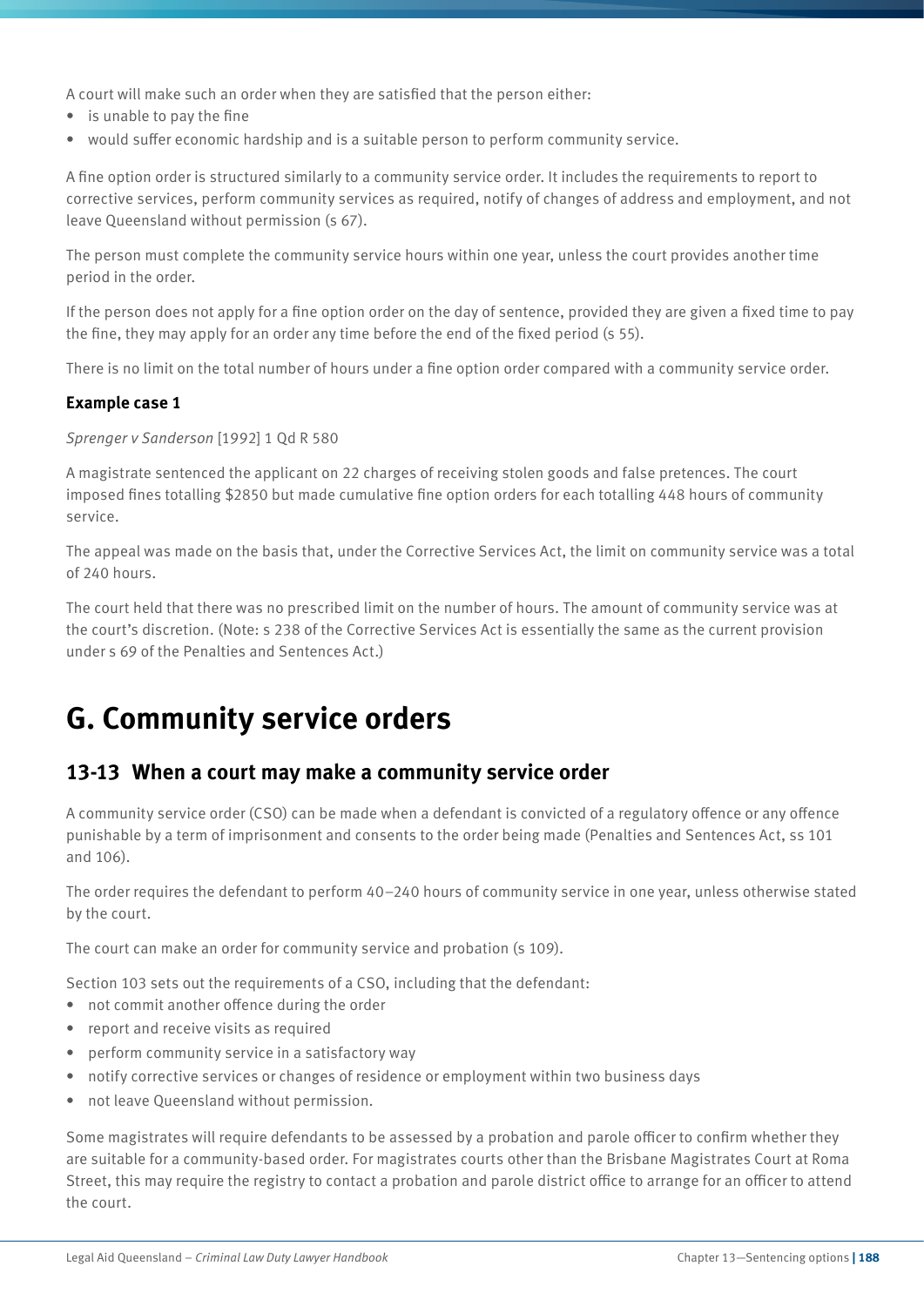A court will make such an order when they are satisfied that the person either:

- is unable to pay the fine
- would suffer economic hardship and is a suitable person to perform community service.

A fine option order is structured similarly to a community service order. It includes the requirements to report to corrective services, perform community services as required, notify of changes of address and employment, and not leave Queensland without permission (s 67).

The person must complete the community service hours within one year, unless the court provides another time period in the order.

If the person does not apply for a fine option order on the day of sentence, provided they are given a fixed time to pay the fine, they may apply for an order any time before the end of the fixed period (s 55).

There is no limit on the total number of hours under a fine option order compared with a community service order.

**Example case 1**

*Sprenger v Sanderson* [1992] 1 Qd R 580

A magistrate sentenced the applicant on 22 charges of receiving stolen goods and false pretences. The court imposed fines totalling $2850 but made cumulative fine option orders for each totalling 448 hours of community service.

The appeal was made on the basis that, under the Corrective Services Act, the limit on community service was a total of 240 hours.

The court held that there was no prescribed limit on the number of hours. The amount of community service was at the court's discretion. (Note: s 238 of the Corrective Services Act is essentially the same as the current provision under s 69 of the Penalties and Sentences Act.)

# G. Community service orders

## 13-13 When a court may make a community service order

A community service order (CSO) can be made when a defendant is convicted of a regulatory offence or any offence punishable by a term of imprisonment and consents to the order being made (Penalties and Sentences Act, ss 101 and 106).

The order requires the defendant to perform 40–240 hours of community service in one year, unless otherwise stated by the court.

The court can make an order for community service and probation (s 109).

Section 103 sets out the requirements of a CSO, including that the defendant:

- not commit another offence during the order
- report and receive visits as required
- perform community service in a satisfactory way
- notify corrective services or changes of residence or employment within two business days
- not leave Queensland without permission.

Some magistrates will require defendants to be assessed by a probation and parole officer to confirm whether they are suitable for a community-based order. For magistrates courts other than the Brisbane Magistrates Court at Roma Street, this may require the registry to contact a probation and parole district office to arrange for an officer to attend the court.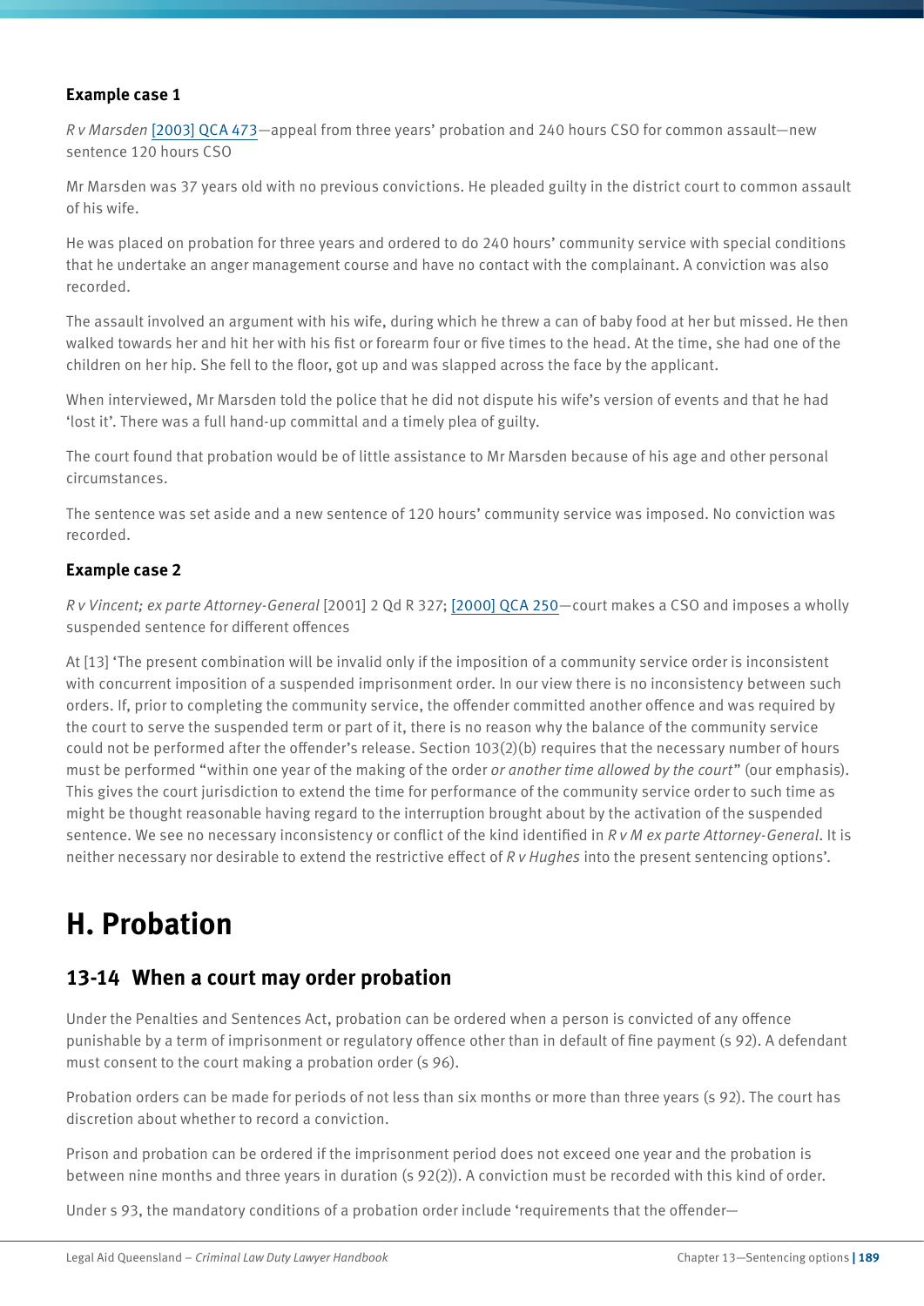#### Example case 1

*R v Marsden* [[2003] QCA 473]—appeal from three years' probation and 240 hours CSO for common assault—new sentence 120 hours CSO

Mr Marsden was 37 years old with no previous convictions. He pleaded guilty in the district court to common assault of his wife.

He was placed on probation for three years and ordered to do 240 hours' community service with special conditions that he undertake an anger management course and have no contact with the complainant. A conviction was also recorded.

The assault involved an argument with his wife, during which he threw a can of baby food at her but missed. He then walked towards her and hit her with his fist or forearm four or five times to the head. At the time, she had one of the children on her hip. She fell to the floor, got up and was slapped across the face by the applicant.

When interviewed, Mr Marsden told the police that he did not dispute his wife's version of events and that he had 'lost it'. There was a full hand-up committal and a timely plea of guilty.

The court found that probation would be of little assistance to Mr Marsden because of his age and other personal circumstances.

The sentence was set aside and a new sentence of 120 hours' community service was imposed. No conviction was recorded.

#### Example case 2

*R v Vincent; ex parte Attorney-General* [2001] 2 Qd R 327; [[2000] QCA 250]—court makes a CSO and imposes a wholly suspended sentence for different offences

At [13] 'The present combination will be invalid only if the imposition of a community service order is inconsistent with concurrent imposition of a suspended imprisonment order. In our view there is no inconsistency between such orders. If, prior to completing the community service, the offender committed another offence and was required by the court to serve the suspended term or part of it, there is no reason why the balance of the community service could not be performed after the offender's release. Section 103(2)(b) requires that the necessary number of hours must be performed "within one year of the making of the order *or another time allowed by the court*" (our emphasis). This gives the court jurisdiction to extend the time for performance of the community service order to such time as might be thought reasonable having regard to the interruption brought about by the activation of the suspended sentence. We see no necessary inconsistency or conflict of the kind identified in *R v M ex parte Attorney-General*. It is neither necessary nor desirable to extend the restrictive effect of *R v Hughes* into the present sentencing options'.

# H. Probation

## 13-14 When a court may order probation

Under the Penalties and Sentences Act, probation can be ordered when a person is convicted of any offence punishable by a term of imprisonment or regulatory offence other than in default of fine payment (s 92). A defendant must consent to the court making a probation order (s 96).

Probation orders can be made for periods of not less than six months or more than three years (s 92). The court has discretion about whether to record a conviction.

Prison and probation can be ordered if the imprisonment period does not exceed one year and the probation is between nine months and three years in duration (s 92(2)). A conviction must be recorded with this kind of order.

Under s 93, the mandatory conditions of a probation order include 'requirements that the offender—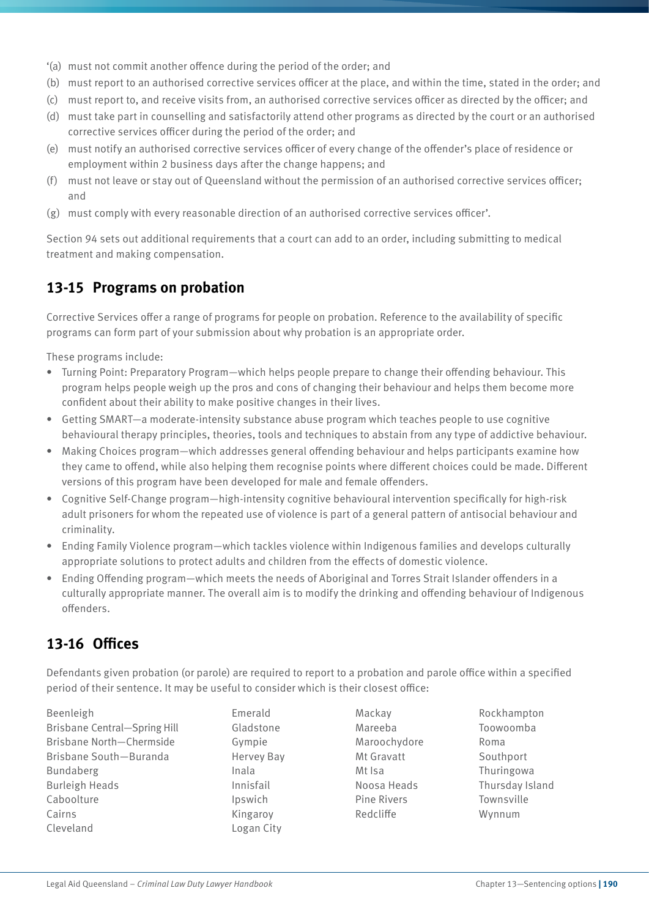'(a) must not commit another offence during the period of the order; and
(b) must report to an authorised corrective services officer at the place, and within the time, stated in the order; and
(c) must report to, and receive visits from, an authorised corrective services officer as directed by the officer; and
(d) must take part in counselling and satisfactorily attend other programs as directed by the court or an authorised corrective services officer during the period of the order; and
(e) must notify an authorised corrective services officer of every change of the offender's place of residence or employment within 2 business days after the change happens; and
(f) must not leave or stay out of Queensland without the permission of an authorised corrective services officer; and
(g) must comply with every reasonable direction of an authorised corrective services officer'.

Section 94 sets out additional requirements that a court can add to an order, including submitting to medical treatment and making compensation.

## 13-15 Programs on probation

Corrective Services offer a range of programs for people on probation. Reference to the availability of specific programs can form part of your submission about why probation is an appropriate order.

These programs include:

- Turning Point: Preparatory Program—which helps people prepare to change their offending behaviour. This program helps people weigh up the pros and cons of changing their behaviour and helps them become more confident about their ability to make positive changes in their lives.
- Getting SMART—a moderate-intensity substance abuse program which teaches people to use cognitive behavioural therapy principles, theories, tools and techniques to abstain from any type of addictive behaviour.
- Making Choices program—which addresses general offending behaviour and helps participants examine how they came to offend, while also helping them recognise points where different choices could be made. Different versions of this program have been developed for male and female offenders.
- Cognitive Self-Change program—high-intensity cognitive behavioural intervention specifically for high-risk adult prisoners for whom the repeated use of violence is part of a general pattern of antisocial behaviour and criminality.
- Ending Family Violence program—which tackles violence within Indigenous families and develops culturally appropriate solutions to protect adults and children from the effects of domestic violence.
- Ending Offending program—which meets the needs of Aboriginal and Torres Strait Islander offenders in a culturally appropriate manner. The overall aim is to modify the drinking and offending behaviour of Indigenous offenders.

## 13-16 Offices

Defendants given probation (or parole) are required to report to a probation and parole office within a specified period of their sentence. It may be useful to consider which is their closest office:

Beenleigh
Brisbane Central—Spring Hill
Brisbane North—Chermside
Brisbane South—Buranda
Bundaberg
Burleigh Heads
Caboolture
Cairns
Cleveland
Emerald
Gladstone
Gympie
Hervey Bay
Inala
Innisfail
Ipswich
Kingaroy
Logan City
Mackay
Mareeba
Maroochydore
Mt Gravatt
Mt Isa
Noosa Heads
Pine Rivers
Redcliffe
Rockhampton
Toowoomba
Roma
Southport
Thuringowa
Thursday Island
Townsville
Wynnum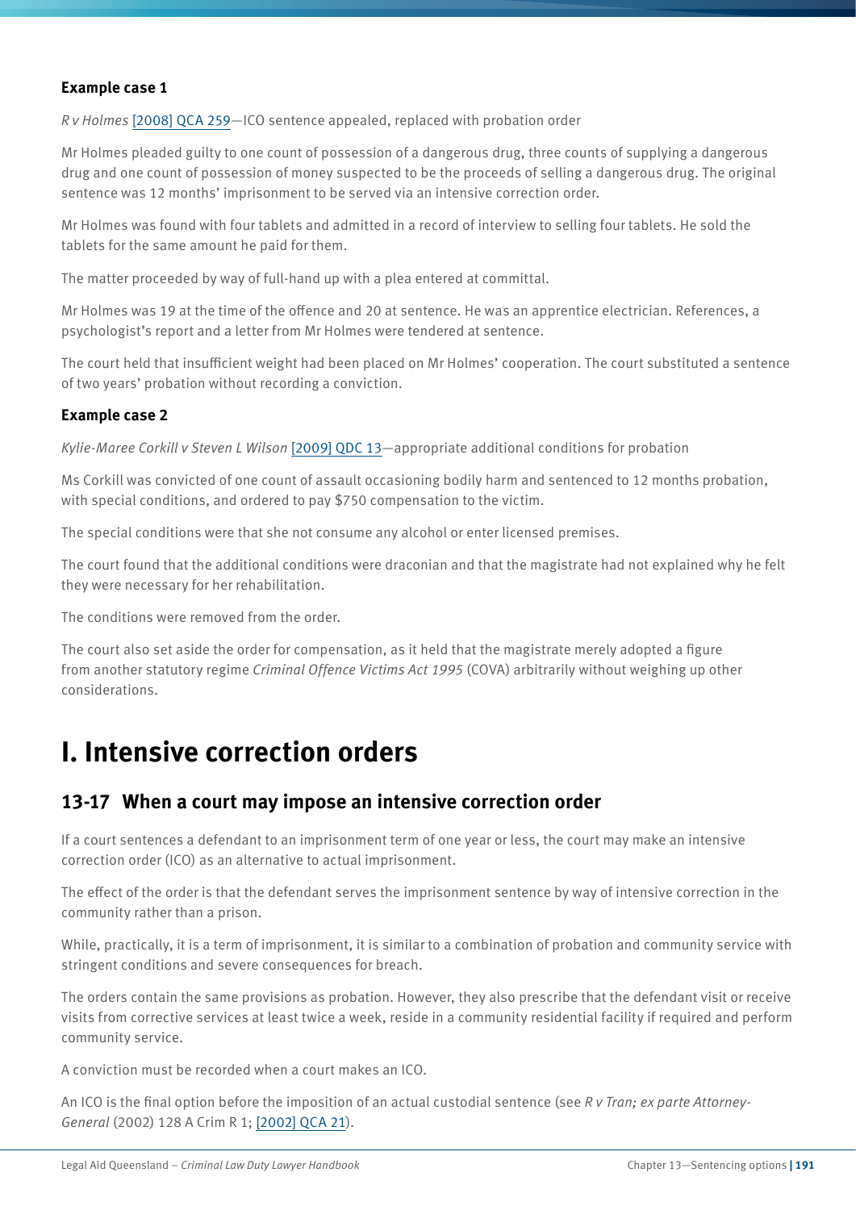**Example case 1**

*R v Holmes* [2008] QCA 259—ICO sentence appealed, replaced with probation order

Mr Holmes pleaded guilty to one count of possession of a dangerous drug, three counts of supplying a dangerous drug and one count of possession of money suspected to be the proceeds of selling a dangerous drug. The original sentence was 12 months' imprisonment to be served via an intensive correction order.

Mr Holmes was found with four tablets and admitted in a record of interview to selling four tablets. He sold the tablets for the same amount he paid for them.

The matter proceeded by way of full-hand up with a plea entered at committal.

Mr Holmes was 19 at the time of the offence and 20 at sentence. He was an apprentice electrician. References, a psychologist's report and a letter from Mr Holmes were tendered at sentence.

The court held that insufficient weight had been placed on Mr Holmes' cooperation. The court substituted a sentence of two years' probation without recording a conviction.

**Example case 2**

*Kylie-Maree Corkill v Steven L Wilson* [2009] QDC 13—appropriate additional conditions for probation

Ms Corkill was convicted of one count of assault occasioning bodily harm and sentenced to 12 months probation, with special conditions, and ordered to pay $750 compensation to the victim.

The special conditions were that she not consume any alcohol or enter licensed premises.

The court found that the additional conditions were draconian and that the magistrate had not explained why he felt they were necessary for her rehabilitation.

The conditions were removed from the order.

The court also set aside the order for compensation, as it held that the magistrate merely adopted a figure from another statutory regime *Criminal Offence Victims Act 1995* (COVA) arbitrarily without weighing up other considerations.

# I. Intensive correction orders

## 13-17 When a court may impose an intensive correction order

If a court sentences a defendant to an imprisonment term of one year or less, the court may make an intensive correction order (ICO) as an alternative to actual imprisonment.

The effect of the order is that the defendant serves the imprisonment sentence by way of intensive correction in the community rather than a prison.

While, practically, it is a term of imprisonment, it is similar to a combination of probation and community service with stringent conditions and severe consequences for breach.

The orders contain the same provisions as probation. However, they also prescribe that the defendant visit or receive visits from corrective services at least twice a week, reside in a community residential facility if required and perform community service.

A conviction must be recorded when a court makes an ICO.

An ICO is the final option before the imposition of an actual custodial sentence (see *R v Tran; ex parte Attorney-General* (2002) 128 A Crim R 1; [2002] QCA 21).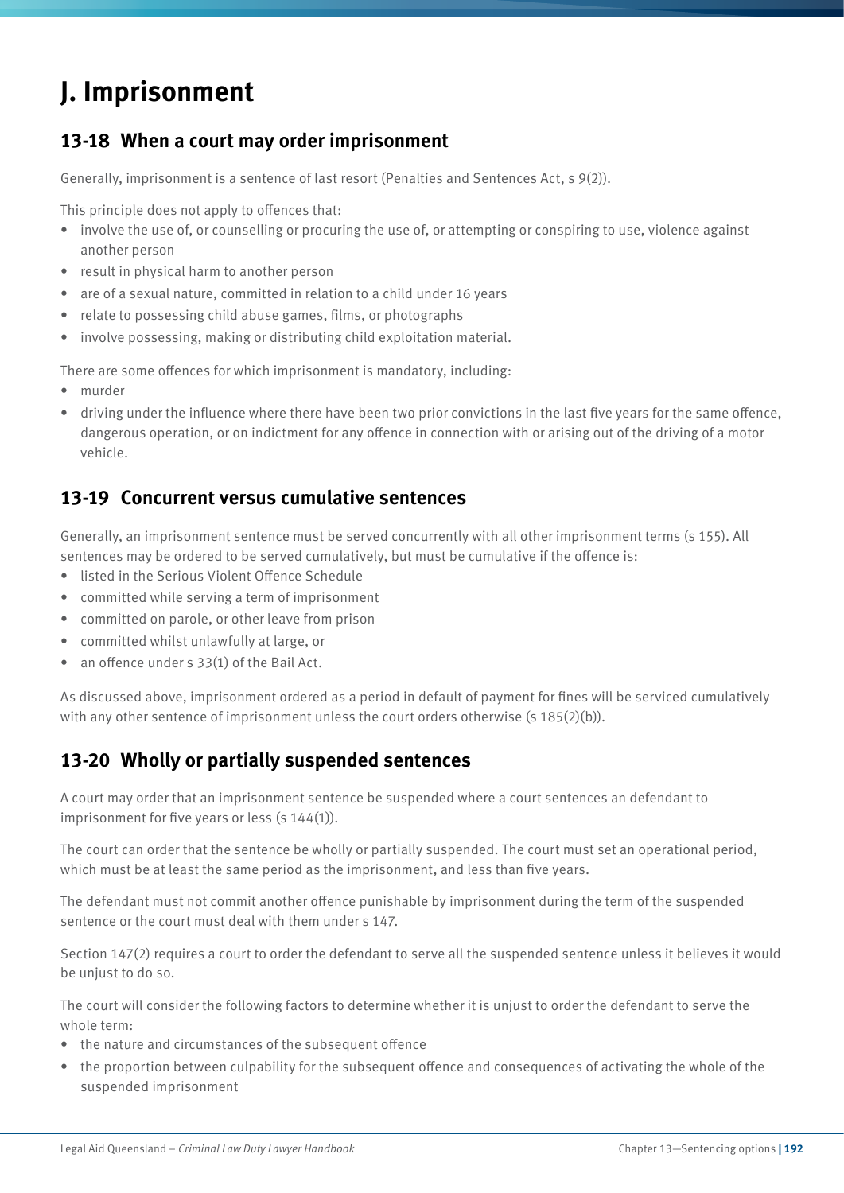# J. Imprisonment

## 13-18 When a court may order imprisonment

Generally, imprisonment is a sentence of last resort (Penalties and Sentences Act, s 9(2)).

This principle does not apply to offences that:

- involve the use of, or counselling or procuring the use of, or attempting or conspiring to use, violence against another person
- result in physical harm to another person
- are of a sexual nature, committed in relation to a child under 16 years
- relate to possessing child abuse games, films, or photographs
- involve possessing, making or distributing child exploitation material.

There are some offences for which imprisonment is mandatory, including:

- murder
- driving under the influence where there have been two prior convictions in the last five years for the same offence, dangerous operation, or on indictment for any offence in connection with or arising out of the driving of a motor vehicle.

## 13-19 Concurrent versus cumulative sentences

Generally, an imprisonment sentence must be served concurrently with all other imprisonment terms (s 155). All sentences may be ordered to be served cumulatively, but must be cumulative if the offence is:

- listed in the Serious Violent Offence Schedule
- committed while serving a term of imprisonment
- committed on parole, or other leave from prison
- committed whilst unlawfully at large, or
- an offence under s 33(1) of the Bail Act.

As discussed above, imprisonment ordered as a period in default of payment for fines will be serviced cumulatively with any other sentence of imprisonment unless the court orders otherwise (s 185(2)(b)).

## 13-20 Wholly or partially suspended sentences

A court may order that an imprisonment sentence be suspended where a court sentences an defendant to imprisonment for five years or less (s 144(1)).

The court can order that the sentence be wholly or partially suspended. The court must set an operational period, which must be at least the same period as the imprisonment, and less than five years.

The defendant must not commit another offence punishable by imprisonment during the term of the suspended sentence or the court must deal with them under s 147.

Section 147(2) requires a court to order the defendant to serve all the suspended sentence unless it believes it would be unjust to do so.

The court will consider the following factors to determine whether it is unjust to order the defendant to serve the whole term:

- the nature and circumstances of the subsequent offence
- the proportion between culpability for the subsequent offence and consequences of activating the whole of the suspended imprisonment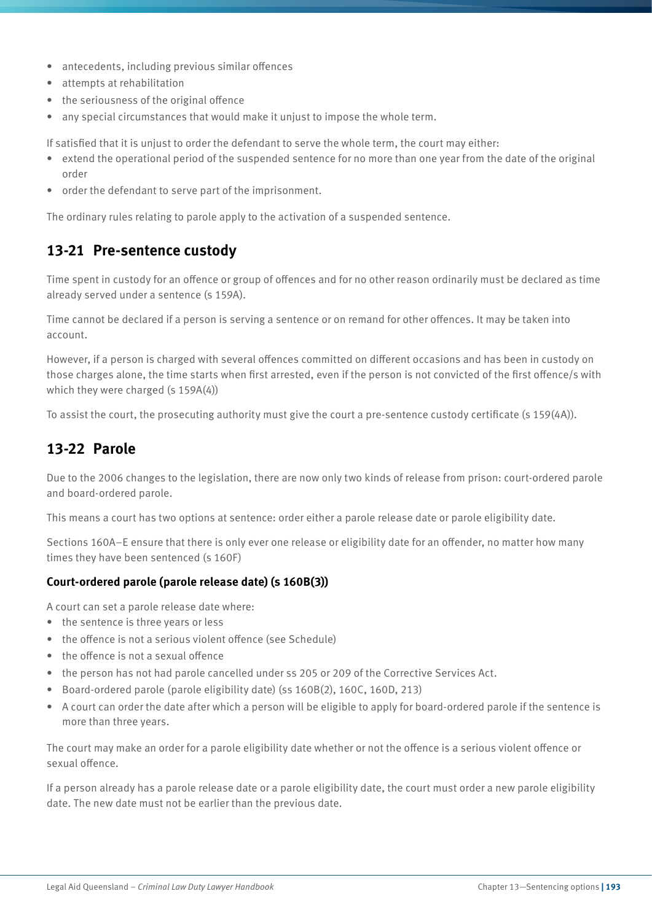- antecedents, including previous similar offences
- attempts at rehabilitation
- the seriousness of the original offence
- any special circumstances that would make it unjust to impose the whole term.

If satisfied that it is unjust to order the defendant to serve the whole term, the court may either:

- extend the operational period of the suspended sentence for no more than one year from the date of the original order
- order the defendant to serve part of the imprisonment.

The ordinary rules relating to parole apply to the activation of a suspended sentence.

## 13-21 Pre-sentence custody

Time spent in custody for an offence or group of offences and for no other reason ordinarily must be declared as time already served under a sentence (s 159A).

Time cannot be declared if a person is serving a sentence or on remand for other offences. It may be taken into account.

However, if a person is charged with several offences committed on different occasions and has been in custody on those charges alone, the time starts when first arrested, even if the person is not convicted of the first offence/s with which they were charged (s 159A(4))

To assist the court, the prosecuting authority must give the court a pre-sentence custody certificate (s 159(4A)).

## 13-22 Parole

Due to the 2006 changes to the legislation, there are now only two kinds of release from prison: court-ordered parole and board-ordered parole.

This means a court has two options at sentence: order either a parole release date or parole eligibility date.

Sections 160A–E ensure that there is only ever one release or eligibility date for an offender, no matter how many times they have been sentenced (s 160F)

### Court-ordered parole (parole release date) (s 160B(3))

A court can set a parole release date where:

- the sentence is three years or less
- the offence is not a serious violent offence (see Schedule)
- the offence is not a sexual offence
- the person has not had parole cancelled under ss 205 or 209 of the Corrective Services Act.
- Board-ordered parole (parole eligibility date) (ss 160B(2), 160C, 160D, 213)
- A court can order the date after which a person will be eligible to apply for board-ordered parole if the sentence is more than three years.

The court may make an order for a parole eligibility date whether or not the offence is a serious violent offence or sexual offence.

If a person already has a parole release date or a parole eligibility date, the court must order a new parole eligibility date. The new date must not be earlier than the previous date.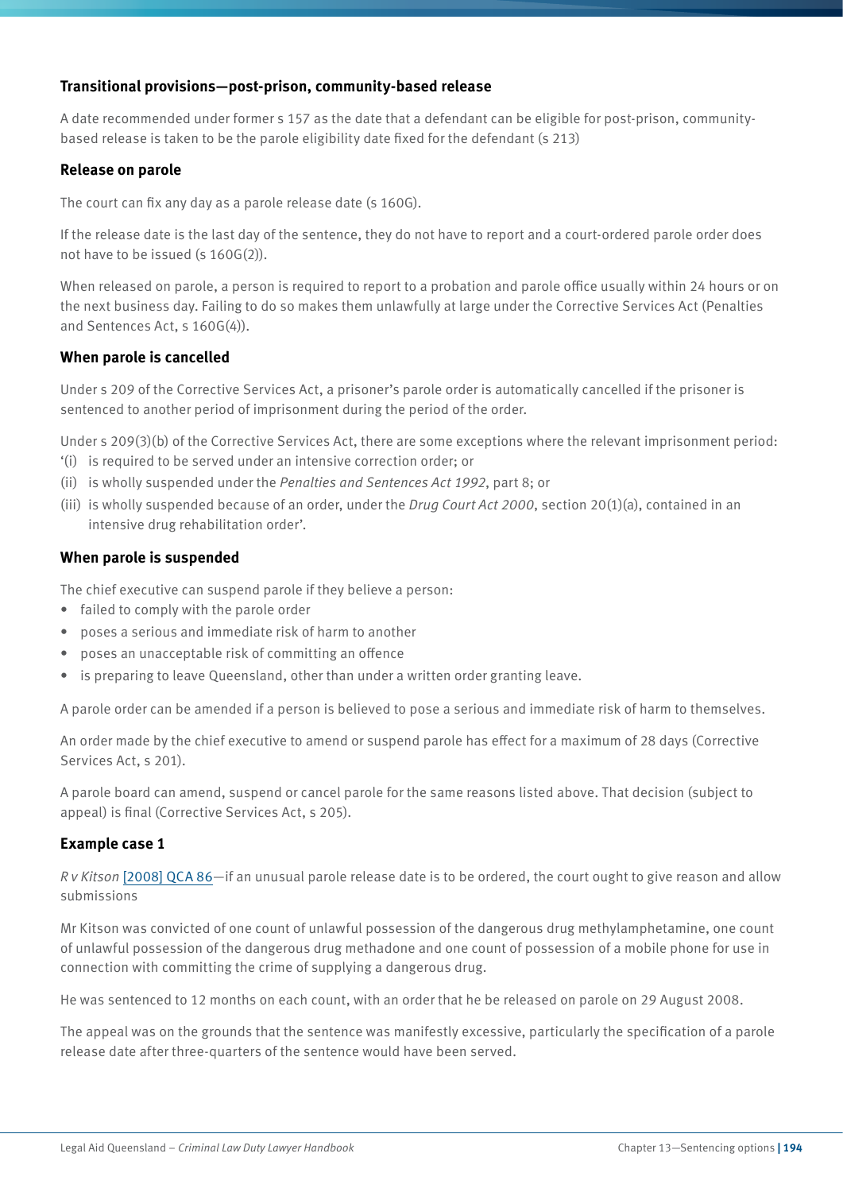### Transitional provisions—post-prison, community-based release

A date recommended under former s 157 as the date that a defendant can be eligible for post-prison, community-based release is taken to be the parole eligibility date fixed for the defendant (s 213)

### Release on parole

The court can fix any day as a parole release date (s 160G).

If the release date is the last day of the sentence, they do not have to report and a court-ordered parole order does not have to be issued (s 160G(2)).

When released on parole, a person is required to report to a probation and parole office usually within 24 hours or on the next business day. Failing to do so makes them unlawfully at large under the Corrective Services Act (Penalties and Sentences Act, s 160G(4)).

### When parole is cancelled

Under s 209 of the Corrective Services Act, a prisoner's parole order is automatically cancelled if the prisoner is sentenced to another period of imprisonment during the period of the order.

Under s 209(3)(b) of the Corrective Services Act, there are some exceptions where the relevant imprisonment period:

'(i) is required to be served under an intensive correction order; or

(ii) is wholly suspended under the *Penalties and Sentences Act 1992*, part 8; or

(iii) is wholly suspended because of an order, under the *Drug Court Act 2000*, section 20(1)(a), contained in an intensive drug rehabilitation order'.

### When parole is suspended

The chief executive can suspend parole if they believe a person:

- failed to comply with the parole order
- poses a serious and immediate risk of harm to another
- poses an unacceptable risk of committing an offence
- is preparing to leave Queensland, other than under a written order granting leave.

A parole order can be amended if a person is believed to pose a serious and immediate risk of harm to themselves.

An order made by the chief executive to amend or suspend parole has effect for a maximum of 28 days (Corrective Services Act, s 201).

A parole board can amend, suspend or cancel parole for the same reasons listed above. That decision (subject to appeal) is final (Corrective Services Act, s 205).

### Example case 1

*R v Kitson* [2008] QCA 86—if an unusual parole release date is to be ordered, the court ought to give reason and allow submissions

Mr Kitson was convicted of one count of unlawful possession of the dangerous drug methylamphetamine, one count of unlawful possession of the dangerous drug methadone and one count of possession of a mobile phone for use in connection with committing the crime of supplying a dangerous drug.

He was sentenced to 12 months on each count, with an order that he be released on parole on 29 August 2008.

The appeal was on the grounds that the sentence was manifestly excessive, particularly the specification of a parole release date after three-quarters of the sentence would have been served.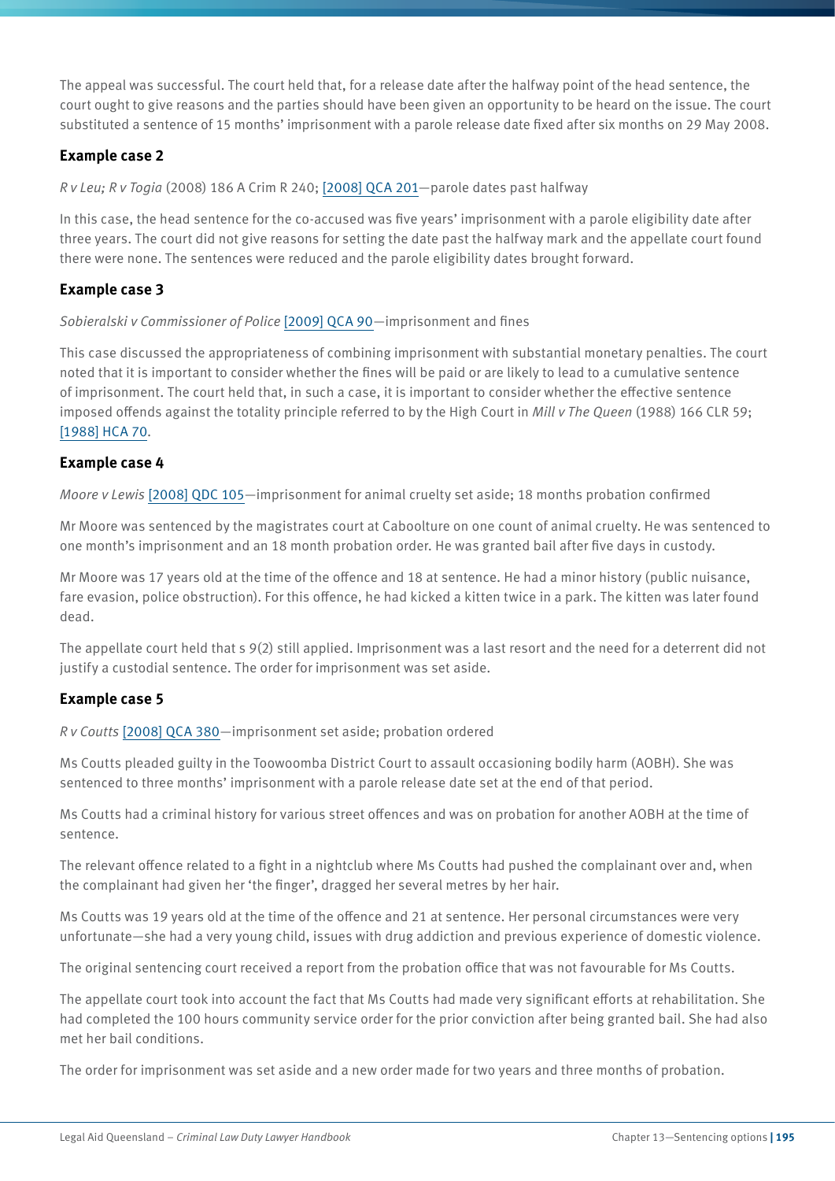The appeal was successful. The court held that, for a release date after the halfway point of the head sentence, the court ought to give reasons and the parties should have been given an opportunity to be heard on the issue. The court substituted a sentence of 15 months' imprisonment with a parole release date fixed after six months on 29 May 2008.

### Example case 2

*R v Leu; R v Togia* (2008) 186 A Crim R 240; [2008] QCA 201—parole dates past halfway

In this case, the head sentence for the co-accused was five years' imprisonment with a parole eligibility date after three years. The court did not give reasons for setting the date past the halfway mark and the appellate court found there were none. The sentences were reduced and the parole eligibility dates brought forward.

### Example case 3

*Sobieralski v Commissioner of Police* [2009] QCA 90—imprisonment and fines

This case discussed the appropriateness of combining imprisonment with substantial monetary penalties. The court noted that it is important to consider whether the fines will be paid or are likely to lead to a cumulative sentence of imprisonment. The court held that, in such a case, it is important to consider whether the effective sentence imposed offends against the totality principle referred to by the High Court in *Mill v The Queen* (1988) 166 CLR 59; [1988] HCA 70.

### Example case 4

*Moore v Lewis* [2008] QDC 105—imprisonment for animal cruelty set aside; 18 months probation confirmed

Mr Moore was sentenced by the magistrates court at Caboolture on one count of animal cruelty. He was sentenced to one month's imprisonment and an 18 month probation order. He was granted bail after five days in custody.

Mr Moore was 17 years old at the time of the offence and 18 at sentence. He had a minor history (public nuisance, fare evasion, police obstruction). For this offence, he had kicked a kitten twice in a park. The kitten was later found dead.

The appellate court held that s 9(2) still applied. Imprisonment was a last resort and the need for a deterrent did not justify a custodial sentence. The order for imprisonment was set aside.

### Example case 5

*R v Coutts* [2008] QCA 380—imprisonment set aside; probation ordered

Ms Coutts pleaded guilty in the Toowoomba District Court to assault occasioning bodily harm (AOBH). She was sentenced to three months' imprisonment with a parole release date set at the end of that period.

Ms Coutts had a criminal history for various street offences and was on probation for another AOBH at the time of sentence.

The relevant offence related to a fight in a nightclub where Ms Coutts had pushed the complainant over and, when the complainant had given her 'the finger', dragged her several metres by her hair.

Ms Coutts was 19 years old at the time of the offence and 21 at sentence. Her personal circumstances were very unfortunate—she had a very young child, issues with drug addiction and previous experience of domestic violence.

The original sentencing court received a report from the probation office that was not favourable for Ms Coutts.

The appellate court took into account the fact that Ms Coutts had made very significant efforts at rehabilitation. She had completed the 100 hours community service order for the prior conviction after being granted bail. She had also met her bail conditions.

The order for imprisonment was set aside and a new order made for two years and three months of probation.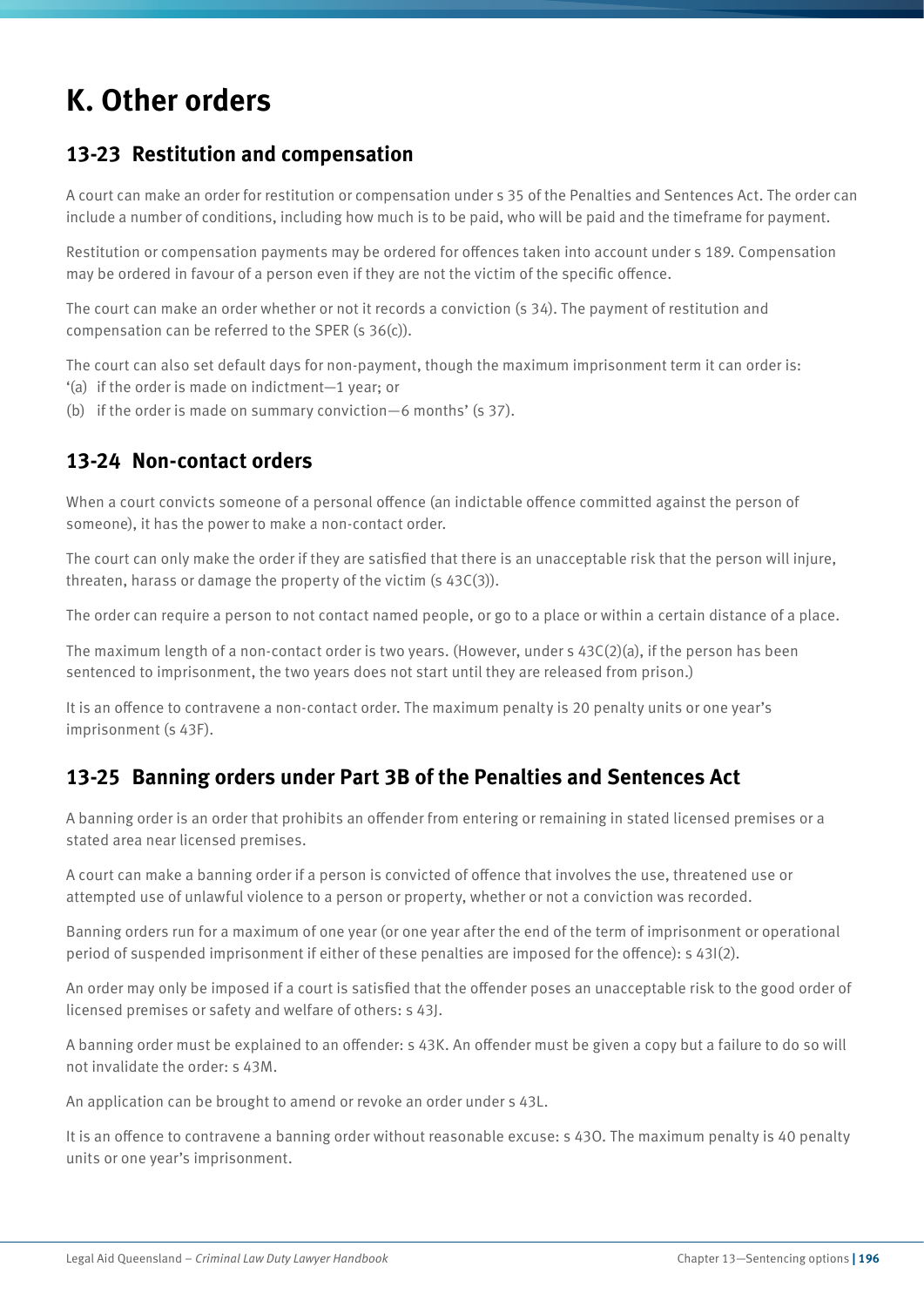# K. Other orders

## 13-23 Restitution and compensation

A court can make an order for restitution or compensation under s 35 of the Penalties and Sentences Act. The order can include a number of conditions, including how much is to be paid, who will be paid and the timeframe for payment.

Restitution or compensation payments may be ordered for offences taken into account under s 189. Compensation may be ordered in favour of a person even if they are not the victim of the specific offence.

The court can make an order whether or not it records a conviction (s 34). The payment of restitution and compensation can be referred to the SPER (s 36(c)).

The court can also set default days for non-payment, though the maximum imprisonment term it can order is:
'(a) if the order is made on indictment—1 year; or
(b) if the order is made on summary conviction—6 months' (s 37).

## 13-24 Non-contact orders

When a court convicts someone of a personal offence (an indictable offence committed against the person of someone), it has the power to make a non-contact order.

The court can only make the order if they are satisfied that there is an unacceptable risk that the person will injure, threaten, harass or damage the property of the victim (s 43C(3)).

The order can require a person to not contact named people, or go to a place or within a certain distance of a place.

The maximum length of a non-contact order is two years. (However, under s 43C(2)(a), if the person has been sentenced to imprisonment, the two years does not start until they are released from prison.)

It is an offence to contravene a non-contact order. The maximum penalty is 20 penalty units or one year's imprisonment (s 43F).

## 13-25 Banning orders under Part 3B of the Penalties and Sentences Act

A banning order is an order that prohibits an offender from entering or remaining in stated licensed premises or a stated area near licensed premises.

A court can make a banning order if a person is convicted of offence that involves the use, threatened use or attempted use of unlawful violence to a person or property, whether or not a conviction was recorded.

Banning orders run for a maximum of one year (or one year after the end of the term of imprisonment or operational period of suspended imprisonment if either of these penalties are imposed for the offence): s 43I(2).

An order may only be imposed if a court is satisfied that the offender poses an unacceptable risk to the good order of licensed premises or safety and welfare of others: s 43J.

A banning order must be explained to an offender: s 43K. An offender must be given a copy but a failure to do so will not invalidate the order: s 43M.

An application can be brought to amend or revoke an order under s 43L.

It is an offence to contravene a banning order without reasonable excuse: s 43O. The maximum penalty is 40 penalty units or one year's imprisonment.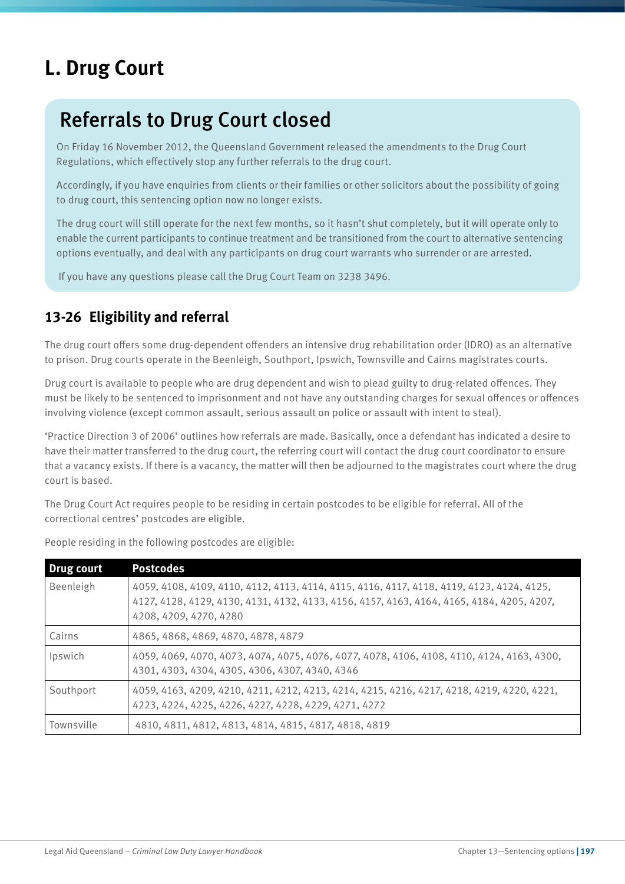# L. Drug Court

## Referrals to Drug Court closed

On Friday 16 November 2012, the Queensland Government released the amendments to the Drug Court Regulations, which effectively stop any further referrals to the drug court.

Accordingly, if you have enquiries from clients or their families or other solicitors about the possibility of going to drug court, this sentencing option now no longer exists.

The drug court will still operate for the next few months, so it hasn't shut completely, but it will operate only to enable the current participants to continue treatment and be transitioned from the court to alternative sentencing options eventually, and deal with any participants on drug court warrants who surrender or are arrested.

If you have any questions please call the Drug Court Team on 3238 3496.

### 13-26 Eligibility and referral

The drug court offers some drug-dependent offenders an intensive drug rehabilitation order (IDRO) as an alternative to prison. Drug courts operate in the Beenleigh, Southport, Ipswich, Townsville and Cairns magistrates courts.

Drug court is available to people who are drug dependent and wish to plead guilty to drug-related offences. They must be likely to be sentenced to imprisonment and not have any outstanding charges for sexual offences or offences involving violence (except common assault, serious assault on police or assault with intent to steal).

'Practice Direction 3 of 2006' outlines how referrals are made. Basically, once a defendant has indicated a desire to have their matter transferred to the drug court, the referring court will contact the drug court coordinator to ensure that a vacancy exists. If there is a vacancy, the matter will then be adjourned to the magistrates court where the drug court is based.

The Drug Court Act requires people to be residing in certain postcodes to be eligible for referral. All of the correctional centres' postcodes are eligible.

People residing in the following postcodes are eligible:

| Drug court | Postcodes |
|---|---|
| Beenleigh | 4059, 4108, 4109, 4110, 4112, 4113, 4114, 4115, 4116, 4117, 4118, 4119, 4123, 4124, 4125, 4127, 4128, 4129, 4130, 4131, 4132, 4133, 4156, 4157, 4163, 4164, 4165, 4184, 4205, 4207, 4208, 4209, 4270, 4280 |
| Cairns | 4865, 4868, 4869, 4870, 4878, 4879 |
| Ipswich | 4059, 4069, 4070, 4073, 4074, 4075, 4076, 4077, 4078, 4106, 4108, 4110, 4124, 4163, 4300, 4301, 4303, 4304, 4305, 4306, 4307, 4340, 4346 |
| Southport | 4059, 4163, 4209, 4210, 4211, 4212, 4213, 4214, 4215, 4216, 4217, 4218, 4219, 4220, 4221, 4223, 4224, 4225, 4226, 4227, 4228, 4229, 4271, 4272 |
| Townsville | 4810, 4811, 4812, 4813, 4814, 4815, 4817, 4818, 4819 |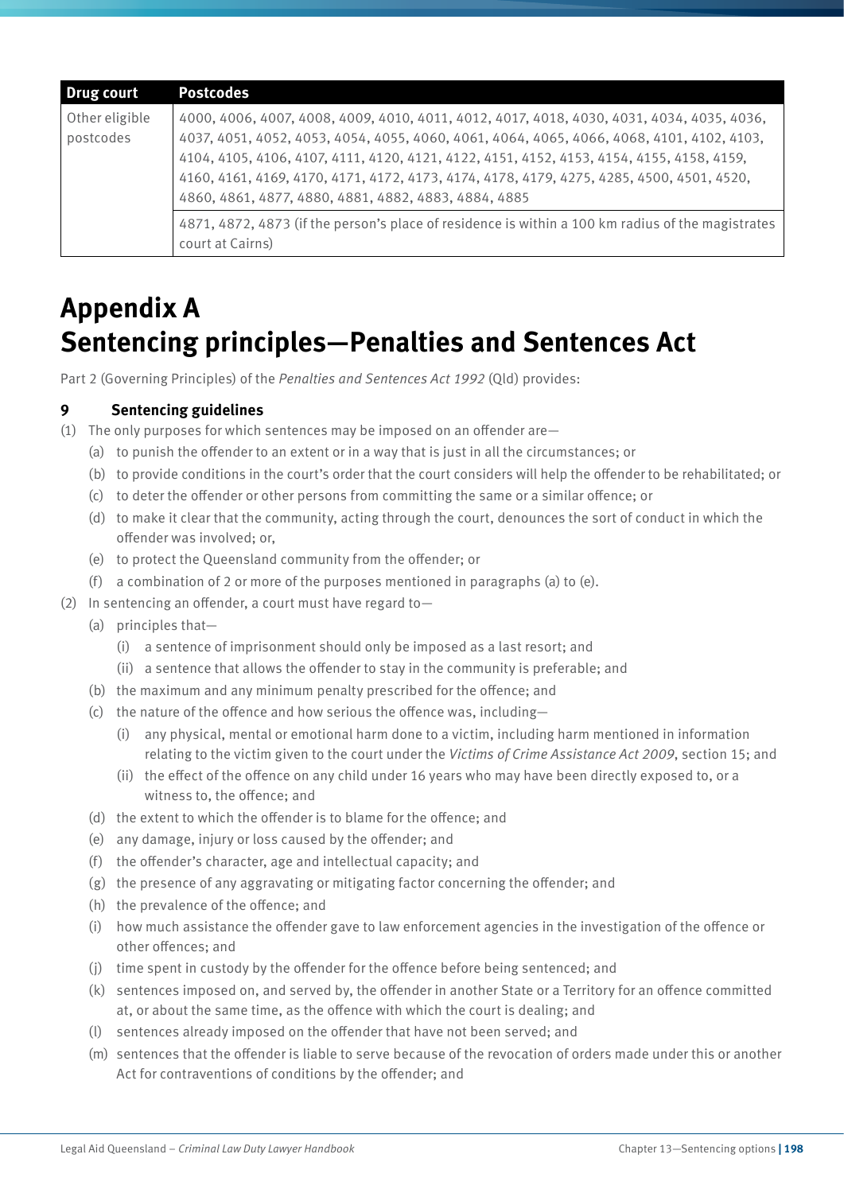| Drug court | Postcodes |
|---|---|
| Other eligible postcodes | 4000, 4006, 4007, 4008, 4009, 4010, 4011, 4012, 4017, 4018, 4030, 4031, 4034, 4035, 4036, 4037, 4051, 4052, 4053, 4054, 4055, 4060, 4061, 4064, 4065, 4066, 4068, 4101, 4102, 4103, 4104, 4105, 4106, 4107, 4111, 4120, 4121, 4122, 4151, 4152, 4153, 4154, 4155, 4158, 4159, 4160, 4161, 4169, 4170, 4171, 4172, 4173, 4174, 4178, 4179, 4275, 4285, 4500, 4501, 4520, 4860, 4861, 4877, 4880, 4881, 4882, 4883, 4884, 4885 |
| | 4871, 4872, 4873 (if the person's place of residence is within a 100 km radius of the magistrates court at Cairns) |

# Appendix A
# Sentencing principles—Penalties and Sentences Act

Part 2 (Governing Principles) of the *Penalties and Sentences Act 1992* (Qld) provides:

### 9 Sentencing guidelines

(1) The only purposes for which sentences may be imposed on an offender are—

- (a) to punish the offender to an extent or in a way that is just in all the circumstances; or
- (b) to provide conditions in the court's order that the court considers will help the offender to be rehabilitated; or
- (c) to deter the offender or other persons from committing the same or a similar offence; or
- (d) to make it clear that the community, acting through the court, denounces the sort of conduct in which the offender was involved; or,
- (e) to protect the Queensland community from the offender; or
- (f) a combination of 2 or more of the purposes mentioned in paragraphs (a) to (e).

(2) In sentencing an offender, a court must have regard to—

- (a) principles that—
  - (i) a sentence of imprisonment should only be imposed as a last resort; and
  - (ii) a sentence that allows the offender to stay in the community is preferable; and
- (b) the maximum and any minimum penalty prescribed for the offence; and
- (c) the nature of the offence and how serious the offence was, including—
  - (i) any physical, mental or emotional harm done to a victim, including harm mentioned in information relating to the victim given to the court under the *Victims of Crime Assistance Act 2009*, section 15; and
  - (ii) the effect of the offence on any child under 16 years who may have been directly exposed to, or a witness to, the offence; and
- (d) the extent to which the offender is to blame for the offence; and
- (e) any damage, injury or loss caused by the offender; and
- (f) the offender's character, age and intellectual capacity; and
- (g) the presence of any aggravating or mitigating factor concerning the offender; and
- (h) the prevalence of the offence; and
- (i) how much assistance the offender gave to law enforcement agencies in the investigation of the offence or other offences; and
- (j) time spent in custody by the offender for the offence before being sentenced; and
- (k) sentences imposed on, and served by, the offender in another State or a Territory for an offence committed at, or about the same time, as the offence with which the court is dealing; and
- (l) sentences already imposed on the offender that have not been served; and
- (m) sentences that the offender is liable to serve because of the revocation of orders made under this or another Act for contraventions of conditions by the offender; and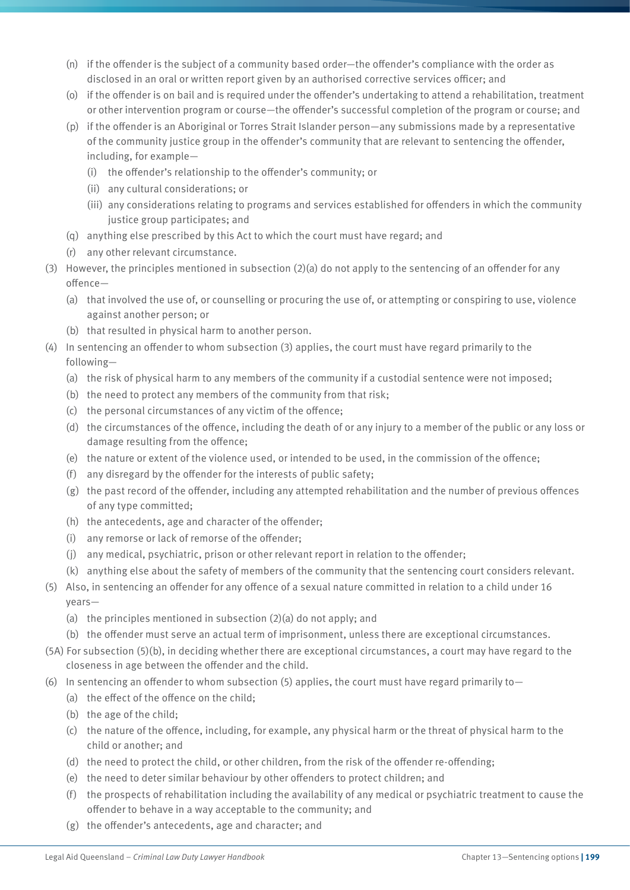- (n) if the offender is the subject of a community based order—the offender's compliance with the order as disclosed in an oral or written report given by an authorised corrective services officer; and
- (o) if the offender is on bail and is required under the offender's undertaking to attend a rehabilitation, treatment or other intervention program or course—the offender's successful completion of the program or course; and
- (p) if the offender is an Aboriginal or Torres Strait Islander person—any submissions made by a representative of the community justice group in the offender's community that are relevant to sentencing the offender, including, for example—
  - (i) the offender's relationship to the offender's community; or
  - (ii) any cultural considerations; or
  - (iii) any considerations relating to programs and services established for offenders in which the community justice group participates; and
- (q) anything else prescribed by this Act to which the court must have regard; and
- (r) any other relevant circumstance.

(3) However, the principles mentioned in subsection (2)(a) do not apply to the sentencing of an offender for any offence—

- (a) that involved the use of, or counselling or procuring the use of, or attempting or conspiring to use, violence against another person; or
- (b) that resulted in physical harm to another person.

(4) In sentencing an offender to whom subsection (3) applies, the court must have regard primarily to the following—

- (a) the risk of physical harm to any members of the community if a custodial sentence were not imposed;
- (b) the need to protect any members of the community from that risk;
- (c) the personal circumstances of any victim of the offence;
- (d) the circumstances of the offence, including the death of or any injury to a member of the public or any loss or damage resulting from the offence;
- (e) the nature or extent of the violence used, or intended to be used, in the commission of the offence;
- (f) any disregard by the offender for the interests of public safety;
- (g) the past record of the offender, including any attempted rehabilitation and the number of previous offences of any type committed;
- (h) the antecedents, age and character of the offender;
- (i) any remorse or lack of remorse of the offender;
- (j) any medical, psychiatric, prison or other relevant report in relation to the offender;
- (k) anything else about the safety of members of the community that the sentencing court considers relevant.

(5) Also, in sentencing an offender for any offence of a sexual nature committed in relation to a child under 16 years—

- (a) the principles mentioned in subsection (2)(a) do not apply; and
- (b) the offender must serve an actual term of imprisonment, unless there are exceptional circumstances.

(5A) For subsection (5)(b), in deciding whether there are exceptional circumstances, a court may have regard to the closeness in age between the offender and the child.

(6) In sentencing an offender to whom subsection (5) applies, the court must have regard primarily to—

- (a) the effect of the offence on the child;
- (b) the age of the child;
- (c) the nature of the offence, including, for example, any physical harm or the threat of physical harm to the child or another; and
- (d) the need to protect the child, or other children, from the risk of the offender re-offending;
- (e) the need to deter similar behaviour by other offenders to protect children; and
- (f) the prospects of rehabilitation including the availability of any medical or psychiatric treatment to cause the offender to behave in a way acceptable to the community; and
- (g) the offender's antecedents, age and character; and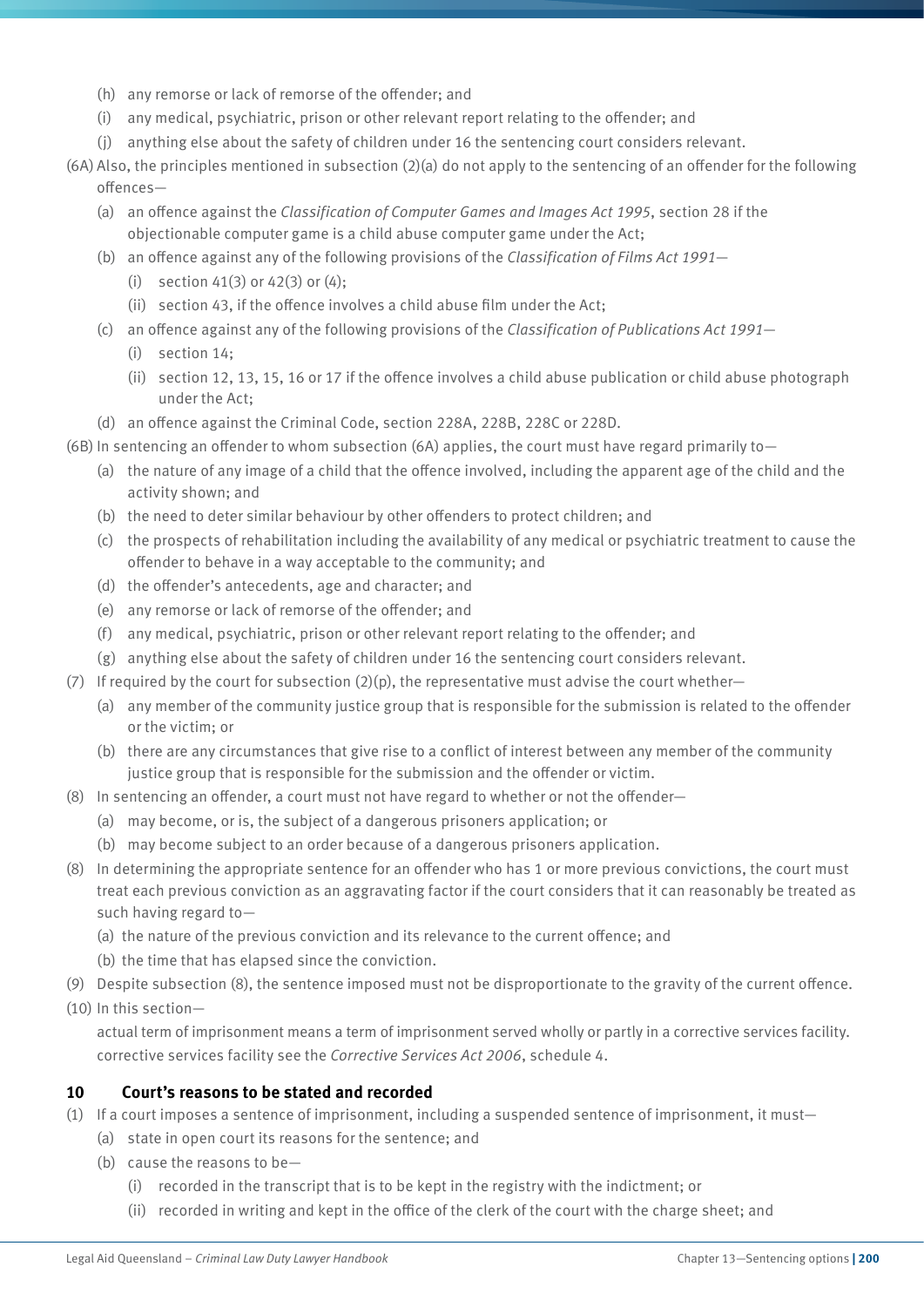- (h) any remorse or lack of remorse of the offender; and
- (i) any medical, psychiatric, prison or other relevant report relating to the offender; and
- (j) anything else about the safety of children under 16 the sentencing court considers relevant.

(6A) Also, the principles mentioned in subsection (2)(a) do not apply to the sentencing of an offender for the following offences—

- (a) an offence against the *Classification of Computer Games and Images Act 1995*, section 28 if the objectionable computer game is a child abuse computer game under the Act;
- (b) an offence against any of the following provisions of the *Classification of Films Act 1991*—
  - (i) section 41(3) or 42(3) or (4);
  - (ii) section 43, if the offence involves a child abuse film under the Act;
- (c) an offence against any of the following provisions of the *Classification of Publications Act 1991*—
  - (i) section 14;
  - (ii) section 12, 13, 15, 16 or 17 if the offence involves a child abuse publication or child abuse photograph under the Act;
- (d) an offence against the Criminal Code, section 228A, 228B, 228C or 228D.

(6B) In sentencing an offender to whom subsection (6A) applies, the court must have regard primarily to—

- (a) the nature of any image of a child that the offence involved, including the apparent age of the child and the activity shown; and
- (b) the need to deter similar behaviour by other offenders to protect children; and
- (c) the prospects of rehabilitation including the availability of any medical or psychiatric treatment to cause the offender to behave in a way acceptable to the community; and
- (d) the offender's antecedents, age and character; and
- (e) any remorse or lack of remorse of the offender; and
- (f) any medical, psychiatric, prison or other relevant report relating to the offender; and
- (g) anything else about the safety of children under 16 the sentencing court considers relevant.

(7) If required by the court for subsection (2)(p), the representative must advise the court whether—

- (a) any member of the community justice group that is responsible for the submission is related to the offender or the victim; or
- (b) there are any circumstances that give rise to a conflict of interest between any member of the community justice group that is responsible for the submission and the offender or victim.

(8) In sentencing an offender, a court must not have regard to whether or not the offender—

- (a) may become, or is, the subject of a dangerous prisoners application; or
- (b) may become subject to an order because of a dangerous prisoners application.

(8) In determining the appropriate sentence for an offender who has 1 or more previous convictions, the court must treat each previous conviction as an aggravating factor if the court considers that it can reasonably be treated as such having regard to—

- (a) the nature of the previous conviction and its relevance to the current offence; and
- (b) the time that has elapsed since the conviction.

(9) Despite subsection (8), the sentence imposed must not be disproportionate to the gravity of the current offence.

(10) In this section—

actual term of imprisonment means a term of imprisonment served wholly or partly in a corrective services facility.

corrective services facility see the *Corrective Services Act 2006*, schedule 4.

### 10 Court's reasons to be stated and recorded

(1) If a court imposes a sentence of imprisonment, including a suspended sentence of imprisonment, it must—

- (a) state in open court its reasons for the sentence; and
- (b) cause the reasons to be—
  - (i) recorded in the transcript that is to be kept in the registry with the indictment; or
  - (ii) recorded in writing and kept in the office of the clerk of the court with the charge sheet; and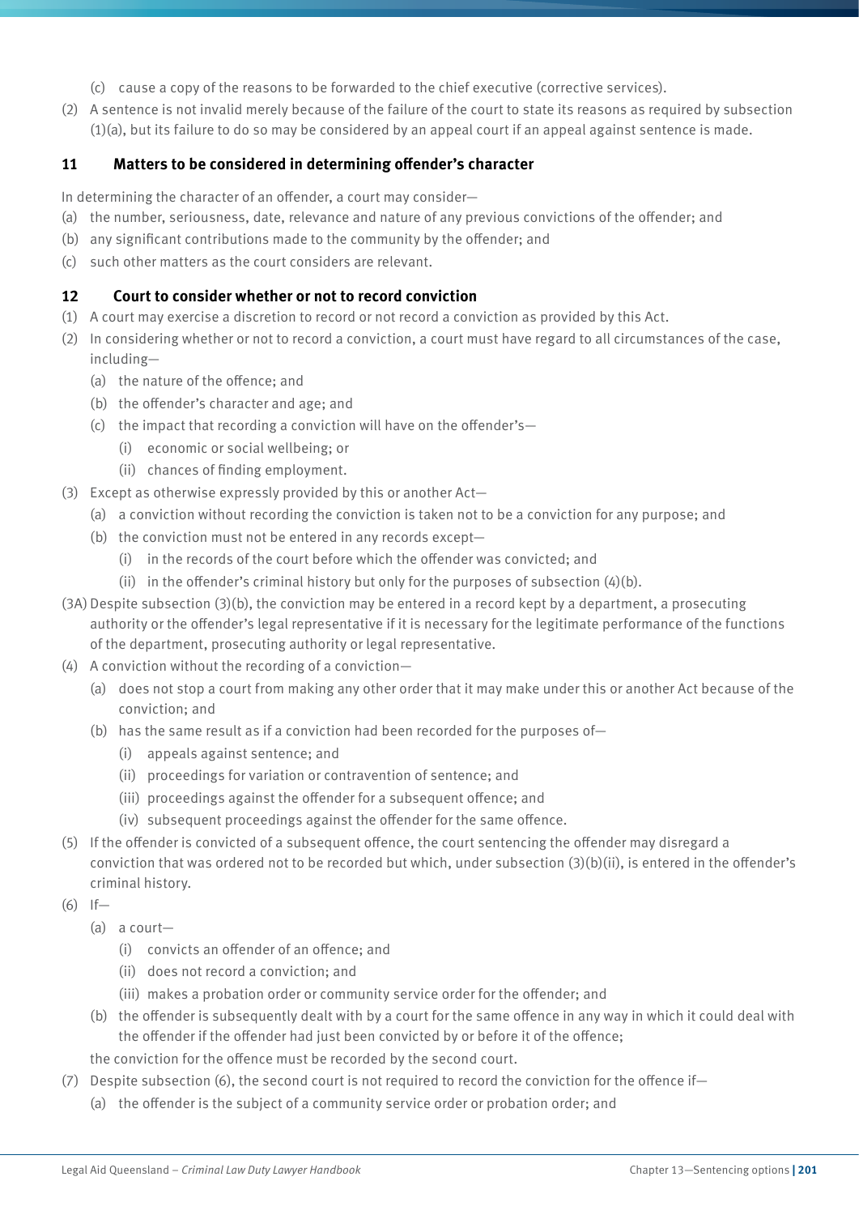(c) cause a copy of the reasons to be forwarded to the chief executive (corrective services).

(2) A sentence is not invalid merely because of the failure of the court to state its reasons as required by subsection (1)(a), but its failure to do so may be considered by an appeal court if an appeal against sentence is made.

### 11 Matters to be considered in determining offender's character

In determining the character of an offender, a court may consider—

(a) the number, seriousness, date, relevance and nature of any previous convictions of the offender; and

(b) any significant contributions made to the community by the offender; and

(c) such other matters as the court considers are relevant.

### 12 Court to consider whether or not to record conviction

(1) A court may exercise a discretion to record or not record a conviction as provided by this Act.

(2) In considering whether or not to record a conviction, a court must have regard to all circumstances of the case, including—

- (a) the nature of the offence; and
- (b) the offender's character and age; and
- (c) the impact that recording a conviction will have on the offender's—
  - (i) economic or social wellbeing; or
  - (ii) chances of finding employment.

(3) Except as otherwise expressly provided by this or another Act—

- (a) a conviction without recording the conviction is taken not to be a conviction for any purpose; and
- (b) the conviction must not be entered in any records except—
  - (i) in the records of the court before which the offender was convicted; and
  - (ii) in the offender's criminal history but only for the purposes of subsection (4)(b).

(3A) Despite subsection (3)(b), the conviction may be entered in a record kept by a department, a prosecuting authority or the offender's legal representative if it is necessary for the legitimate performance of the functions of the department, prosecuting authority or legal representative.

(4) A conviction without the recording of a conviction—

- (a) does not stop a court from making any other order that it may make under this or another Act because of the conviction; and
- (b) has the same result as if a conviction had been recorded for the purposes of—
  - (i) appeals against sentence; and
  - (ii) proceedings for variation or contravention of sentence; and
  - (iii) proceedings against the offender for a subsequent offence; and
  - (iv) subsequent proceedings against the offender for the same offence.

(5) If the offender is convicted of a subsequent offence, the court sentencing the offender may disregard a conviction that was ordered not to be recorded but which, under subsection (3)(b)(ii), is entered in the offender's criminal history.

(6) If—

- (a) a court—
  - (i) convicts an offender of an offence; and
  - (ii) does not record a conviction; and
  - (iii) makes a probation order or community service order for the offender; and
- (b) the offender is subsequently dealt with by a court for the same offence in any way in which it could deal with the offender if the offender had just been convicted by or before it of the offence;

the conviction for the offence must be recorded by the second court.

(7) Despite subsection (6), the second court is not required to record the conviction for the offence if—

- (a) the offender is the subject of a community service order or probation order; and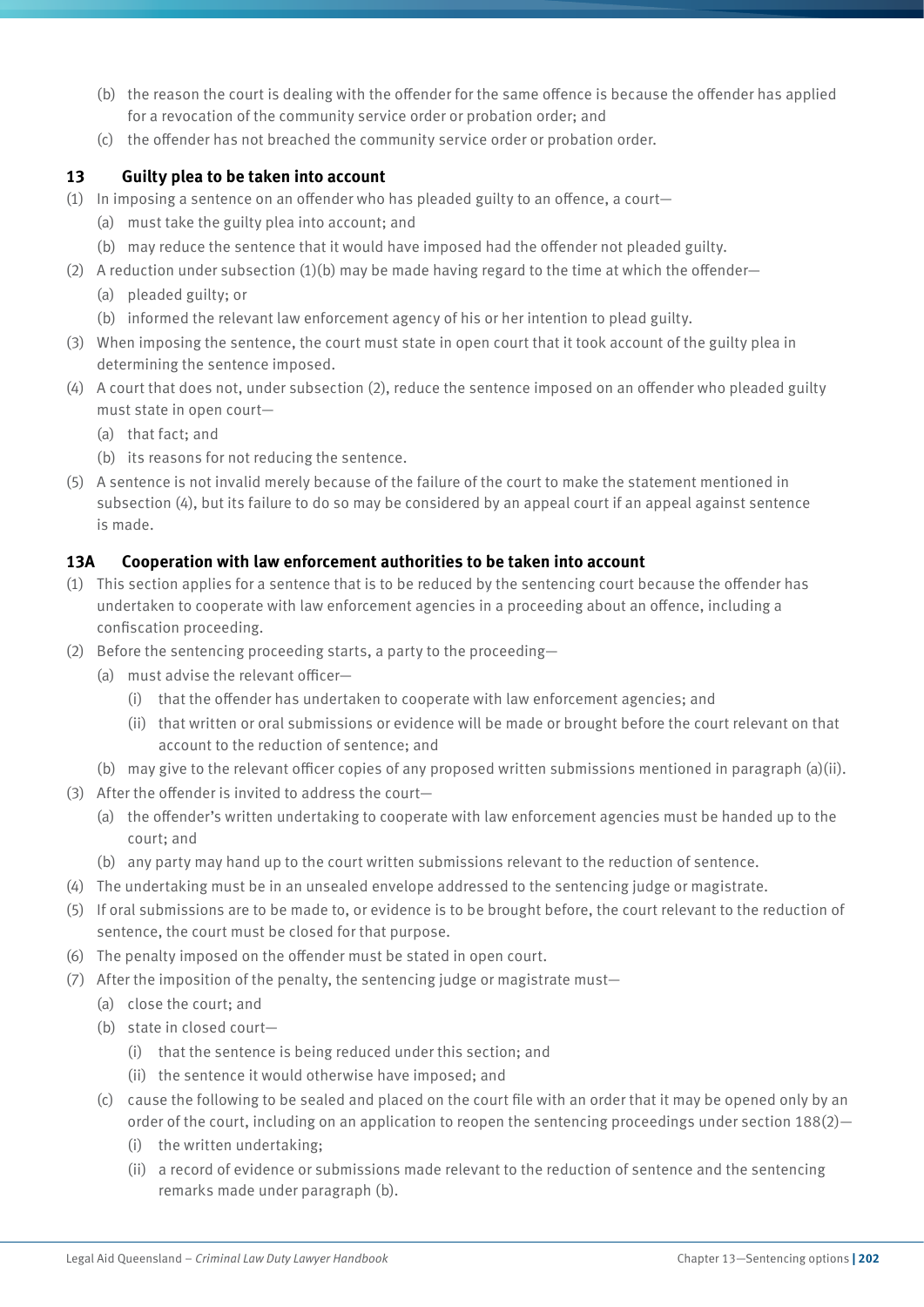(b) the reason the court is dealing with the offender for the same offence is because the offender has applied for a revocation of the community service order or probation order; and

(c) the offender has not breached the community service order or probation order.

### 13 Guilty plea to be taken into account

(1) In imposing a sentence on an offender who has pleaded guilty to an offence, a court—

(a) must take the guilty plea into account; and

(b) may reduce the sentence that it would have imposed had the offender not pleaded guilty.

(2) A reduction under subsection (1)(b) may be made having regard to the time at which the offender—

(a) pleaded guilty; or

(b) informed the relevant law enforcement agency of his or her intention to plead guilty.

(3) When imposing the sentence, the court must state in open court that it took account of the guilty plea in determining the sentence imposed.

(4) A court that does not, under subsection (2), reduce the sentence imposed on an offender who pleaded guilty must state in open court—

(a) that fact; and

(b) its reasons for not reducing the sentence.

(5) A sentence is not invalid merely because of the failure of the court to make the statement mentioned in subsection (4), but its failure to do so may be considered by an appeal court if an appeal against sentence is made.

### 13A Cooperation with law enforcement authorities to be taken into account

(1) This section applies for a sentence that is to be reduced by the sentencing court because the offender has undertaken to cooperate with law enforcement agencies in a proceeding about an offence, including a confiscation proceeding.

(2) Before the sentencing proceeding starts, a party to the proceeding—

(a) must advise the relevant officer—

(i) that the offender has undertaken to cooperate with law enforcement agencies; and

(ii) that written or oral submissions or evidence will be made or brought before the court relevant on that account to the reduction of sentence; and

(b) may give to the relevant officer copies of any proposed written submissions mentioned in paragraph (a)(ii).

(3) After the offender is invited to address the court—

(a) the offender's written undertaking to cooperate with law enforcement agencies must be handed up to the court; and

(b) any party may hand up to the court written submissions relevant to the reduction of sentence.

(4) The undertaking must be in an unsealed envelope addressed to the sentencing judge or magistrate.

(5) If oral submissions are to be made to, or evidence is to be brought before, the court relevant to the reduction of sentence, the court must be closed for that purpose.

(6) The penalty imposed on the offender must be stated in open court.

(7) After the imposition of the penalty, the sentencing judge or magistrate must—

(a) close the court; and

(b) state in closed court—

(i) that the sentence is being reduced under this section; and

(ii) the sentence it would otherwise have imposed; and

(c) cause the following to be sealed and placed on the court file with an order that it may be opened only by an order of the court, including on an application to reopen the sentencing proceedings under section 188(2)—

(i) the written undertaking;

(ii) a record of evidence or submissions made relevant to the reduction of sentence and the sentencing remarks made under paragraph (b).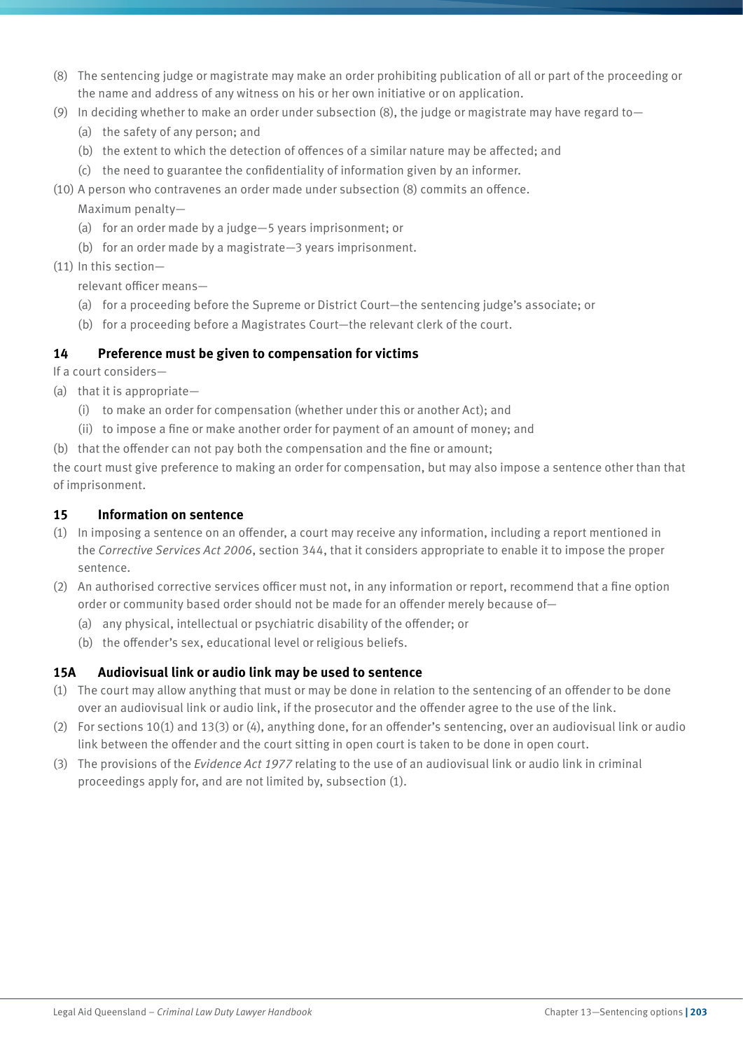(8) The sentencing judge or magistrate may make an order prohibiting publication of all or part of the proceeding or the name and address of any witness on his or her own initiative or on application.

(9) In deciding whether to make an order under subsection (8), the judge or magistrate may have regard to—

  (a) the safety of any person; and

  (b) the extent to which the detection of offences of a similar nature may be affected; and

  (c) the need to guarantee the confidentiality of information given by an informer.

(10) A person who contravenes an order made under subsection (8) commits an offence.

  Maximum penalty—

  (a) for an order made by a judge—5 years imprisonment; or

  (b) for an order made by a magistrate—3 years imprisonment.

(11) In this section—

  relevant officer means—

  (a) for a proceeding before the Supreme or District Court—the sentencing judge's associate; or

  (b) for a proceeding before a Magistrates Court—the relevant clerk of the court.

### 14 Preference must be given to compensation for victims

If a court considers—

(a) that it is appropriate—

  (i) to make an order for compensation (whether under this or another Act); and

  (ii) to impose a fine or make another order for payment of an amount of money; and

(b) that the offender can not pay both the compensation and the fine or amount;

the court must give preference to making an order for compensation, but may also impose a sentence other than that of imprisonment.

### 15 Information on sentence

(1) In imposing a sentence on an offender, a court may receive any information, including a report mentioned in the *Corrective Services Act 2006*, section 344, that it considers appropriate to enable it to impose the proper sentence.

(2) An authorised corrective services officer must not, in any information or report, recommend that a fine option order or community based order should not be made for an offender merely because of—

  (a) any physical, intellectual or psychiatric disability of the offender; or

  (b) the offender's sex, educational level or religious beliefs.

### 15A Audiovisual link or audio link may be used to sentence

(1) The court may allow anything that must or may be done in relation to the sentencing of an offender to be done over an audiovisual link or audio link, if the prosecutor and the offender agree to the use of the link.

(2) For sections 10(1) and 13(3) or (4), anything done, for an offender's sentencing, over an audiovisual link or audio link between the offender and the court sitting in open court is taken to be done in open court.

(3) The provisions of the *Evidence Act 1977* relating to the use of an audiovisual link or audio link in criminal proceedings apply for, and are not limited by, subsection (1).